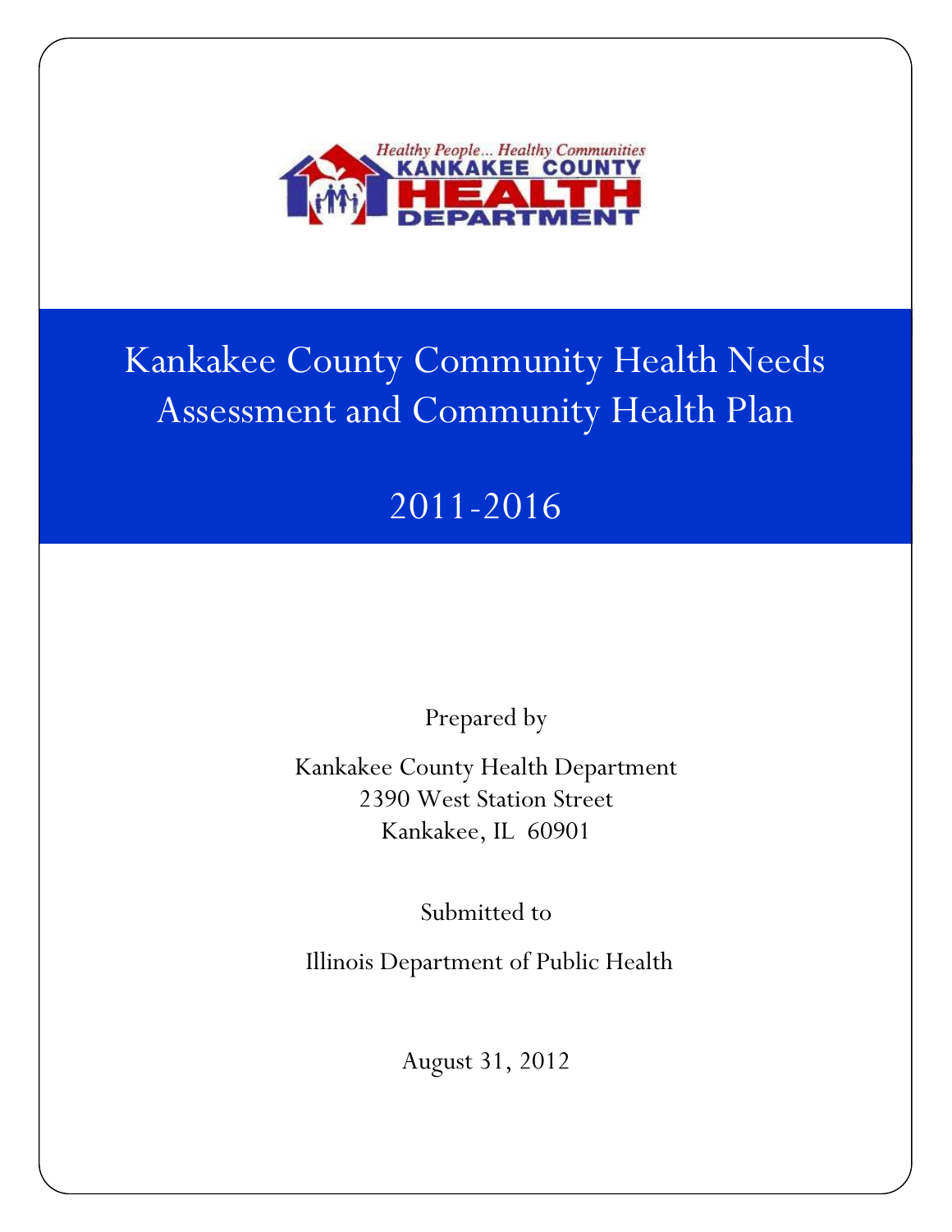Healthy People... Healthy Communities
KANKAKEE COUNTY
HEALTH
DEPARTMENT

# Kankakee County Community Health Needs Assessment and Community Health Plan

# 2011-2016

Prepared by

Kankakee County Health Department
2390 West Station Street
Kankakee, IL 60901

Submitted to

Illinois Department of Public Health

August 31, 2012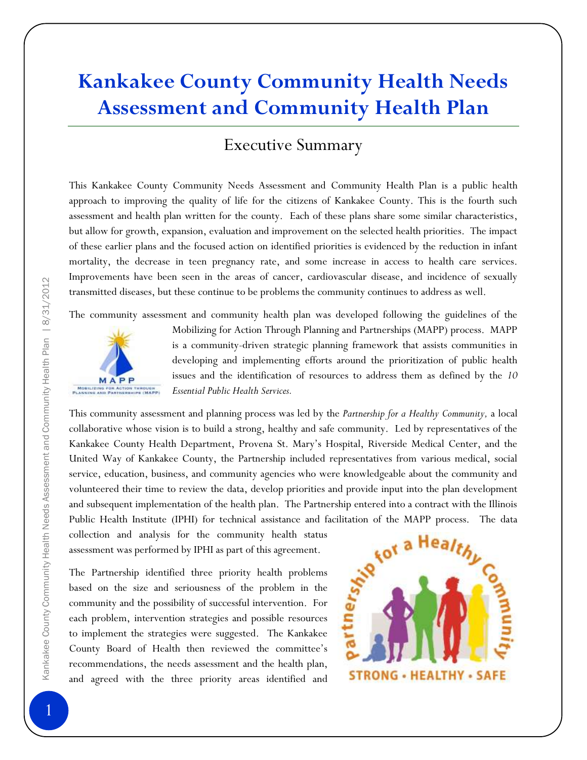# Kankakee County Community Health Needs Assessment and Community Health Plan

## Executive Summary

This Kankakee County Community Needs Assessment and Community Health Plan is a public health approach to improving the quality of life for the citizens of Kankakee County. This is the fourth such assessment and health plan written for the county. Each of these plans share some similar characteristics, but allow for growth, expansion, evaluation and improvement on the selected health priorities. The impact of these earlier plans and the focused action on identified priorities is evidenced by the reduction in infant mortality, the decrease in teen pregnancy rate, and some increase in access to health care services. Improvements have been seen in the areas of cancer, cardiovascular disease, and incidence of sexually transmitted diseases, but these continue to be problems the community continues to address as well.

The community assessment and community health plan was developed following the guidelines of the Mobilizing for Action Through Planning and Partnerships (MAPP) process. MAPP is a community-driven strategic planning framework that assists communities in developing and implementing efforts around the prioritization of public health issues and the identification of resources to address them as defined by the *10 Essential Public Health Services.*

This community assessment and planning process was led by the *Partnership for a Healthy Community,* a local collaborative whose vision is to build a strong, healthy and safe community. Led by representatives of the Kankakee County Health Department, Provena St. Mary's Hospital, Riverside Medical Center, and the United Way of Kankakee County, the Partnership included representatives from various medical, social service, education, business, and community agencies who were knowledgeable about the community and volunteered their time to review the data, develop priorities and provide input into the plan development and subsequent implementation of the health plan. The Partnership entered into a contract with the Illinois Public Health Institute (IPHI) for technical assistance and facilitation of the MAPP process. The data collection and analysis for the community health status assessment was performed by IPHI as part of this agreement.

The Partnership identified three priority health problems based on the size and seriousness of the problem in the community and the possibility of successful intervention. For each problem, intervention strategies and possible resources to implement the strategies were suggested. The Kankakee County Board of Health then reviewed the committee's recommendations, the needs assessment and the health plan, and agreed with the three priority areas identified and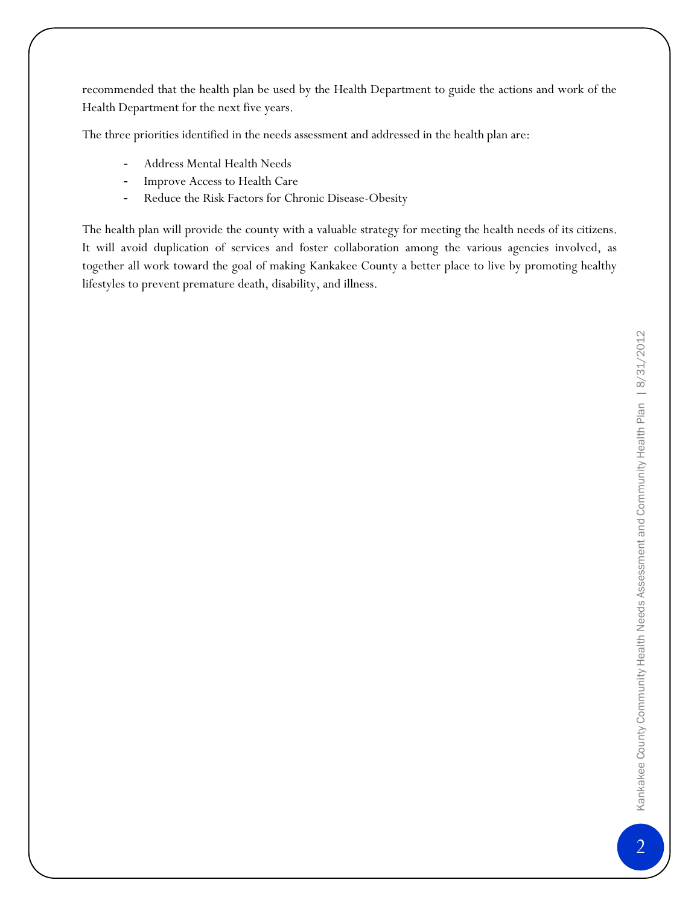recommended that the health plan be used by the Health Department to guide the actions and work of the Health Department for the next five years.

The three priorities identified in the needs assessment and addressed in the health plan are:

- Address Mental Health Needs
- Improve Access to Health Care
- Reduce the Risk Factors for Chronic Disease-Obesity

The health plan will provide the county with a valuable strategy for meeting the health needs of its citizens. It will avoid duplication of services and foster collaboration among the various agencies involved, as together all work toward the goal of making Kankakee County a better place to live by promoting healthy lifestyles to prevent premature death, disability, and illness.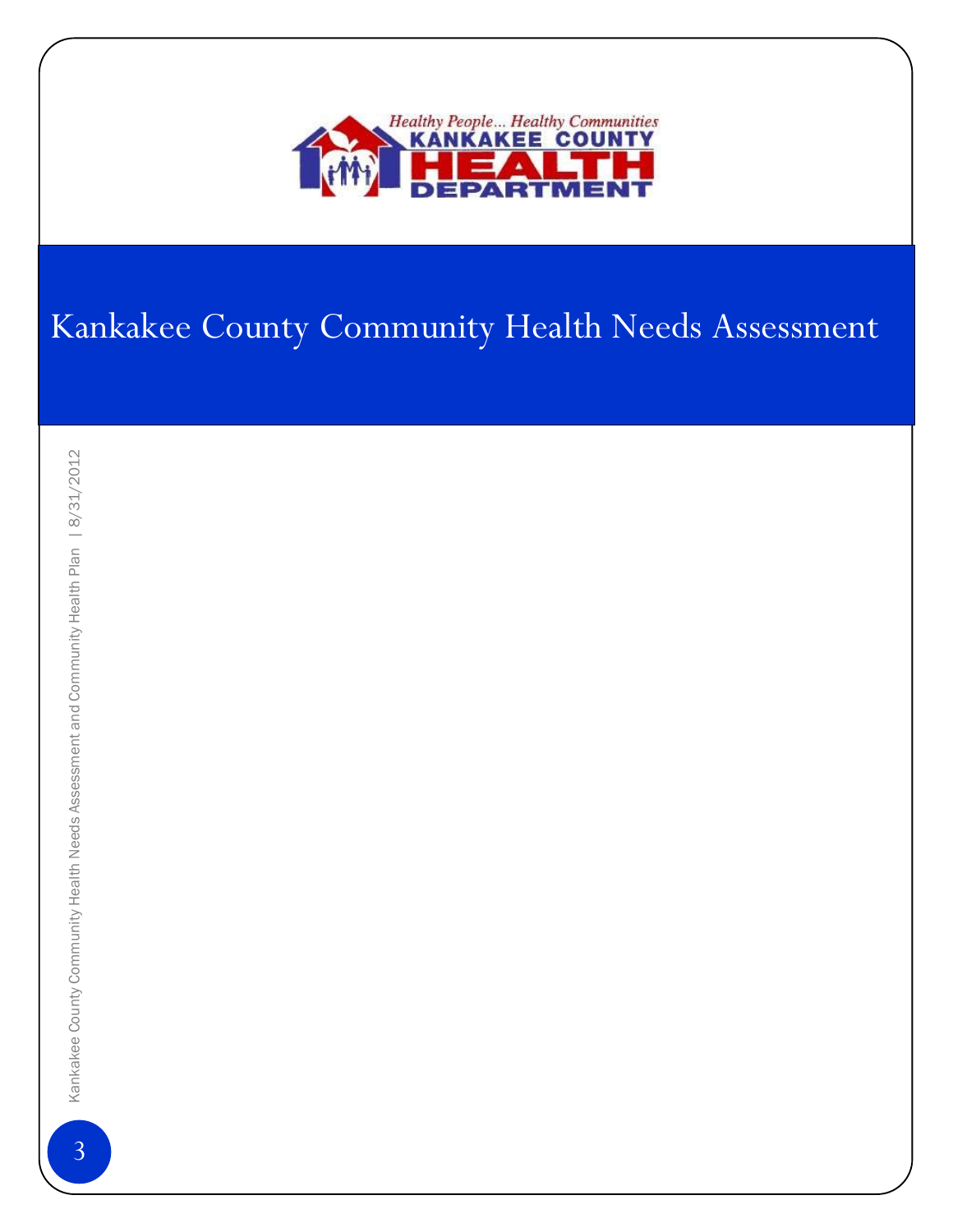# Kankakee County Community Health Needs Assessment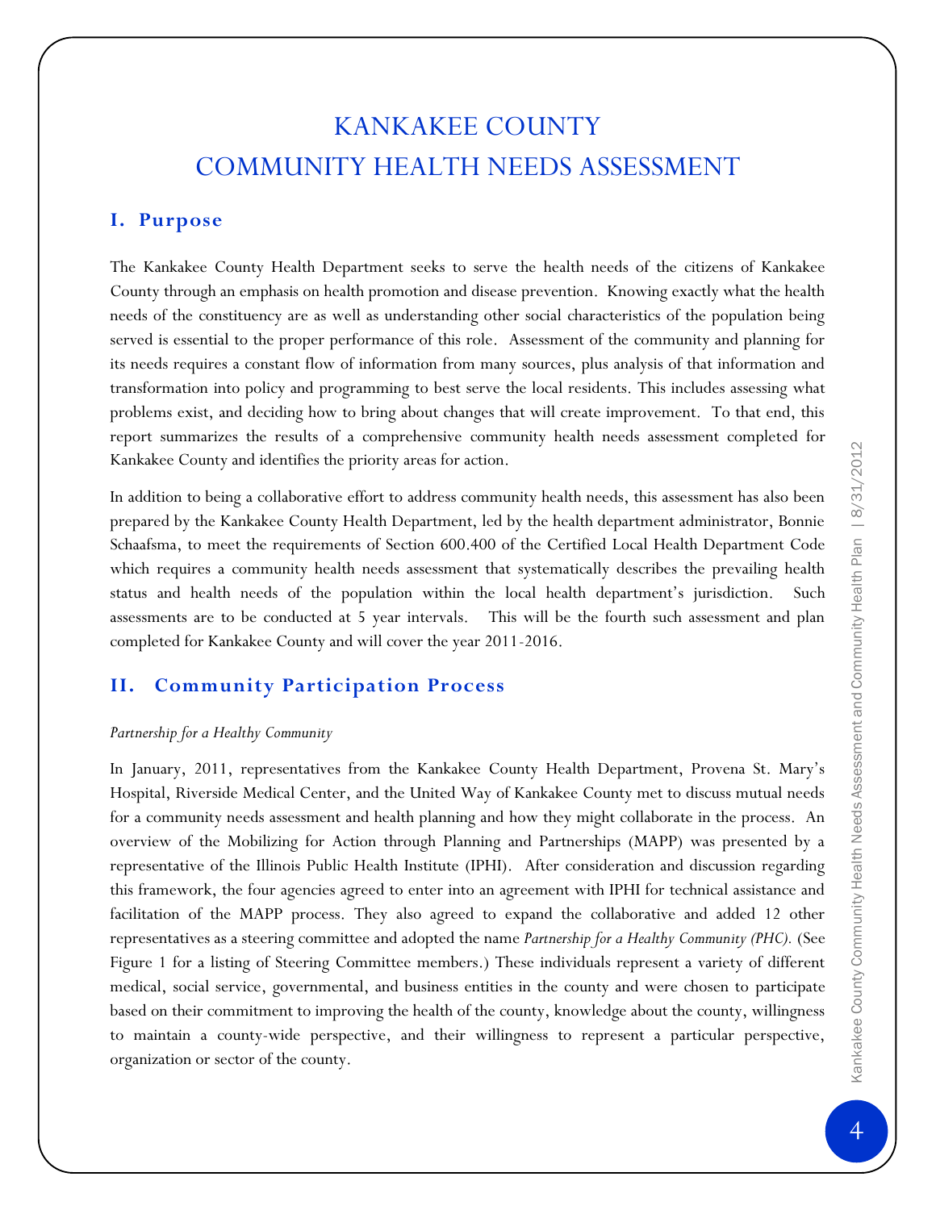# KANKAKEE COUNTY
# COMMUNITY HEALTH NEEDS ASSESSMENT

## I. Purpose

The Kankakee County Health Department seeks to serve the health needs of the citizens of Kankakee County through an emphasis on health promotion and disease prevention. Knowing exactly what the health needs of the constituency are as well as understanding other social characteristics of the population being served is essential to the proper performance of this role. Assessment of the community and planning for its needs requires a constant flow of information from many sources, plus analysis of that information and transformation into policy and programming to best serve the local residents. This includes assessing what problems exist, and deciding how to bring about changes that will create improvement. To that end, this report summarizes the results of a comprehensive community health needs assessment completed for Kankakee County and identifies the priority areas for action.

In addition to being a collaborative effort to address community health needs, this assessment has also been prepared by the Kankakee County Health Department, led by the health department administrator, Bonnie Schaafsma, to meet the requirements of Section 600.400 of the Certified Local Health Department Code which requires a community health needs assessment that systematically describes the prevailing health status and health needs of the population within the local health department's jurisdiction. Such assessments are to be conducted at 5 year intervals. This will be the fourth such assessment and plan completed for Kankakee County and will cover the year 2011-2016.

## II. Community Participation Process

*Partnership for a Healthy Community*

In January, 2011, representatives from the Kankakee County Health Department, Provena St. Mary's Hospital, Riverside Medical Center, and the United Way of Kankakee County met to discuss mutual needs for a community needs assessment and health planning and how they might collaborate in the process. An overview of the Mobilizing for Action through Planning and Partnerships (MAPP) was presented by a representative of the Illinois Public Health Institute (IPHI). After consideration and discussion regarding this framework, the four agencies agreed to enter into an agreement with IPHI for technical assistance and facilitation of the MAPP process. They also agreed to expand the collaborative and added 12 other representatives as a steering committee and adopted the name *Partnership for a Healthy Community (PHC).* (See Figure 1 for a listing of Steering Committee members.) These individuals represent a variety of different medical, social service, governmental, and business entities in the county and were chosen to participate based on their commitment to improving the health of the county, knowledge about the county, willingness to maintain a county-wide perspective, and their willingness to represent a particular perspective, organization or sector of the county.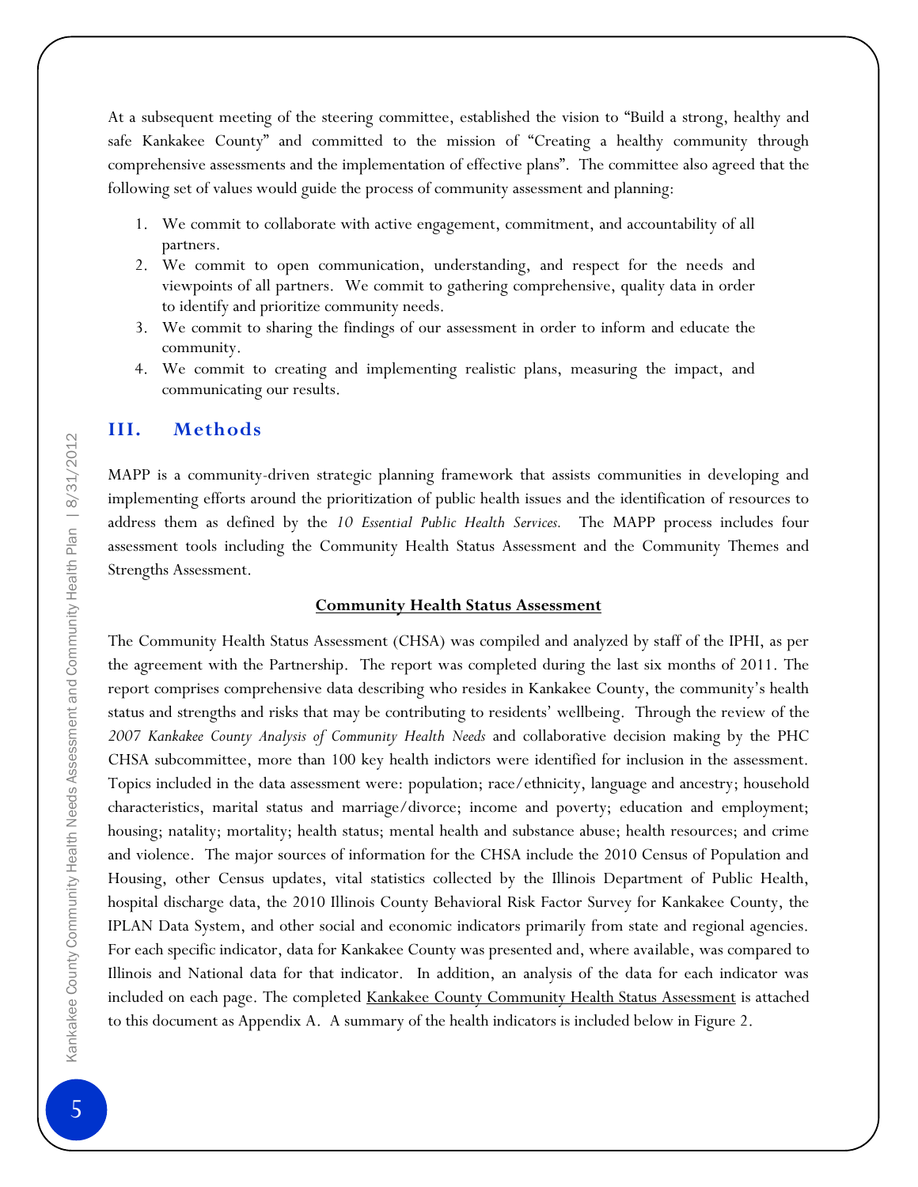At a subsequent meeting of the steering committee, established the vision to "Build a strong, healthy and safe Kankakee County" and committed to the mission of "Creating a healthy community through comprehensive assessments and the implementation of effective plans". The committee also agreed that the following set of values would guide the process of community assessment and planning:

1. We commit to collaborate with active engagement, commitment, and accountability of all partners.
2. We commit to open communication, understanding, and respect for the needs and viewpoints of all partners. We commit to gathering comprehensive, quality data in order to identify and prioritize community needs.
3. We commit to sharing the findings of our assessment in order to inform and educate the community.
4. We commit to creating and implementing realistic plans, measuring the impact, and communicating our results.

## III. Methods

MAPP is a community-driven strategic planning framework that assists communities in developing and implementing efforts around the prioritization of public health issues and the identification of resources to address them as defined by the *10 Essential Public Health Services.* The MAPP process includes four assessment tools including the Community Health Status Assessment and the Community Themes and Strengths Assessment.

### Community Health Status Assessment

The Community Health Status Assessment (CHSA) was compiled and analyzed by staff of the IPHI, as per the agreement with the Partnership. The report was completed during the last six months of 2011. The report comprises comprehensive data describing who resides in Kankakee County, the community's health status and strengths and risks that may be contributing to residents' wellbeing. Through the review of the *2007 Kankakee County Analysis of Community Health Needs* and collaborative decision making by the PHC CHSA subcommittee, more than 100 key health indictors were identified for inclusion in the assessment. Topics included in the data assessment were: population; race/ethnicity, language and ancestry; household characteristics, marital status and marriage/divorce; income and poverty; education and employment; housing; natality; mortality; health status; mental health and substance abuse; health resources; and crime and violence. The major sources of information for the CHSA include the 2010 Census of Population and Housing, other Census updates, vital statistics collected by the Illinois Department of Public Health, hospital discharge data, the 2010 Illinois County Behavioral Risk Factor Survey for Kankakee County, the IPLAN Data System, and other social and economic indicators primarily from state and regional agencies. For each specific indicator, data for Kankakee County was presented and, where available, was compared to Illinois and National data for that indicator. In addition, an analysis of the data for each indicator was included on each page. The completed Kankakee County Community Health Status Assessment is attached to this document as Appendix A. A summary of the health indicators is included below in Figure 2.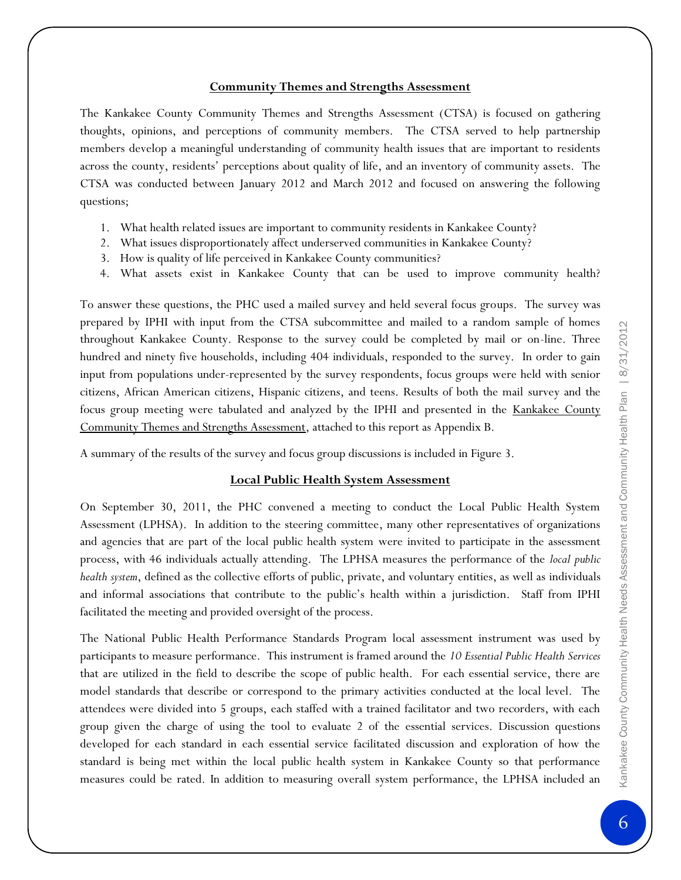## Community Themes and Strengths Assessment

The Kankakee County Community Themes and Strengths Assessment (CTSA) is focused on gathering thoughts, opinions, and perceptions of community members. The CTSA served to help partnership members develop a meaningful understanding of community health issues that are important to residents across the county, residents' perceptions about quality of life, and an inventory of community assets. The CTSA was conducted between January 2012 and March 2012 and focused on answering the following questions;

1. What health related issues are important to community residents in Kankakee County?
2. What issues disproportionately affect underserved communities in Kankakee County?
3. How is quality of life perceived in Kankakee County communities?
4. What assets exist in Kankakee County that can be used to improve community health?

To answer these questions, the PHC used a mailed survey and held several focus groups. The survey was prepared by IPHI with input from the CTSA subcommittee and mailed to a random sample of homes throughout Kankakee County. Response to the survey could be completed by mail or on-line. Three hundred and ninety five households, including 404 individuals, responded to the survey. In order to gain input from populations under-represented by the survey respondents, focus groups were held with senior citizens, African American citizens, Hispanic citizens, and teens. Results of both the mail survey and the focus group meeting were tabulated and analyzed by the IPHI and presented in the Kankakee County Community Themes and Strengths Assessment, attached to this report as Appendix B.

A summary of the results of the survey and focus group discussions is included in Figure 3.

## Local Public Health System Assessment

On September 30, 2011, the PHC convened a meeting to conduct the Local Public Health System Assessment (LPHSA). In addition to the steering committee, many other representatives of organizations and agencies that are part of the local public health system were invited to participate in the assessment process, with 46 individuals actually attending. The LPHSA measures the performance of the *local public health system*, defined as the collective efforts of public, private, and voluntary entities, as well as individuals and informal associations that contribute to the public's health within a jurisdiction. Staff from IPHI facilitated the meeting and provided oversight of the process.

The National Public Health Performance Standards Program local assessment instrument was used by participants to measure performance. This instrument is framed around the *10 Essential Public Health Services* that are utilized in the field to describe the scope of public health. For each essential service, there are model standards that describe or correspond to the primary activities conducted at the local level. The attendees were divided into 5 groups, each staffed with a trained facilitator and two recorders, with each group given the charge of using the tool to evaluate 2 of the essential services. Discussion questions developed for each standard in each essential service facilitated discussion and exploration of how the standard is being met within the local public health system in Kankakee County so that performance measures could be rated. In addition to measuring overall system performance, the LPHSA included an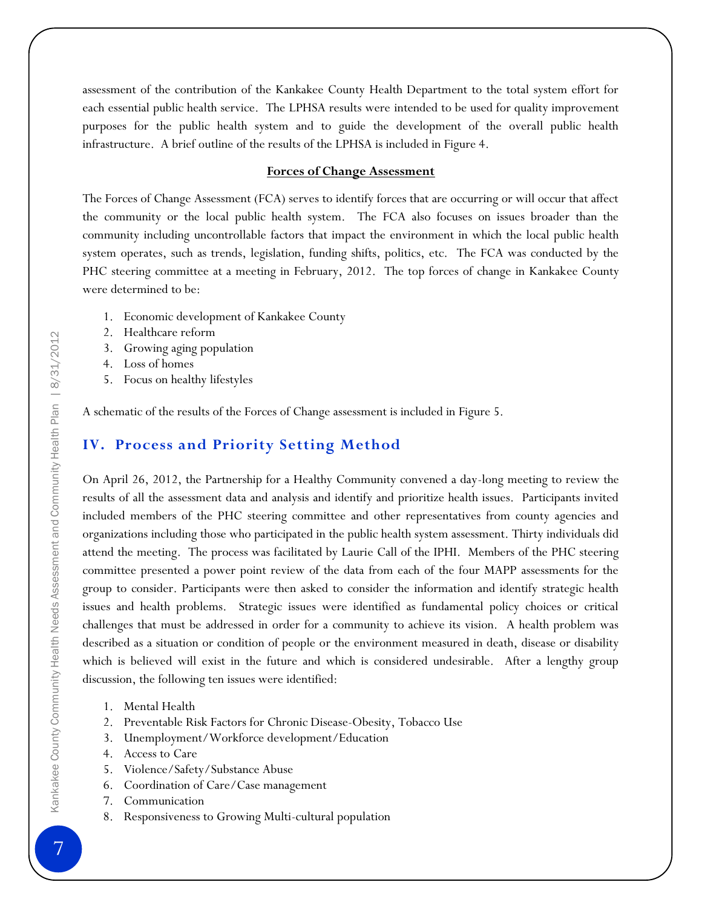assessment of the contribution of the Kankakee County Health Department to the total system effort for each essential public health service. The LPHSA results were intended to be used for quality improvement purposes for the public health system and to guide the development of the overall public health infrastructure. A brief outline of the results of the LPHSA is included in Figure 4.

**Forces of Change Assessment**

The Forces of Change Assessment (FCA) serves to identify forces that are occurring or will occur that affect the community or the local public health system. The FCA also focuses on issues broader than the community including uncontrollable factors that impact the environment in which the local public health system operates, such as trends, legislation, funding shifts, politics, etc. The FCA was conducted by the PHC steering committee at a meeting in February, 2012. The top forces of change in Kankakee County were determined to be:

1. Economic development of Kankakee County
2. Healthcare reform
3. Growing aging population
4. Loss of homes
5. Focus on healthy lifestyles

A schematic of the results of the Forces of Change assessment is included in Figure 5.

## IV. Process and Priority Setting Method

On April 26, 2012, the Partnership for a Healthy Community convened a day-long meeting to review the results of all the assessment data and analysis and identify and prioritize health issues. Participants invited included members of the PHC steering committee and other representatives from county agencies and organizations including those who participated in the public health system assessment. Thirty individuals did attend the meeting. The process was facilitated by Laurie Call of the IPHI. Members of the PHC steering committee presented a power point review of the data from each of the four MAPP assessments for the group to consider. Participants were then asked to consider the information and identify strategic health issues and health problems. Strategic issues were identified as fundamental policy choices or critical challenges that must be addressed in order for a community to achieve its vision. A health problem was described as a situation or condition of people or the environment measured in death, disease or disability which is believed will exist in the future and which is considered undesirable. After a lengthy group discussion, the following ten issues were identified:

1. Mental Health
2. Preventable Risk Factors for Chronic Disease-Obesity, Tobacco Use
3. Unemployment/Workforce development/Education
4. Access to Care
5. Violence/Safety/Substance Abuse
6. Coordination of Care/Case management
7. Communication
8. Responsiveness to Growing Multi-cultural population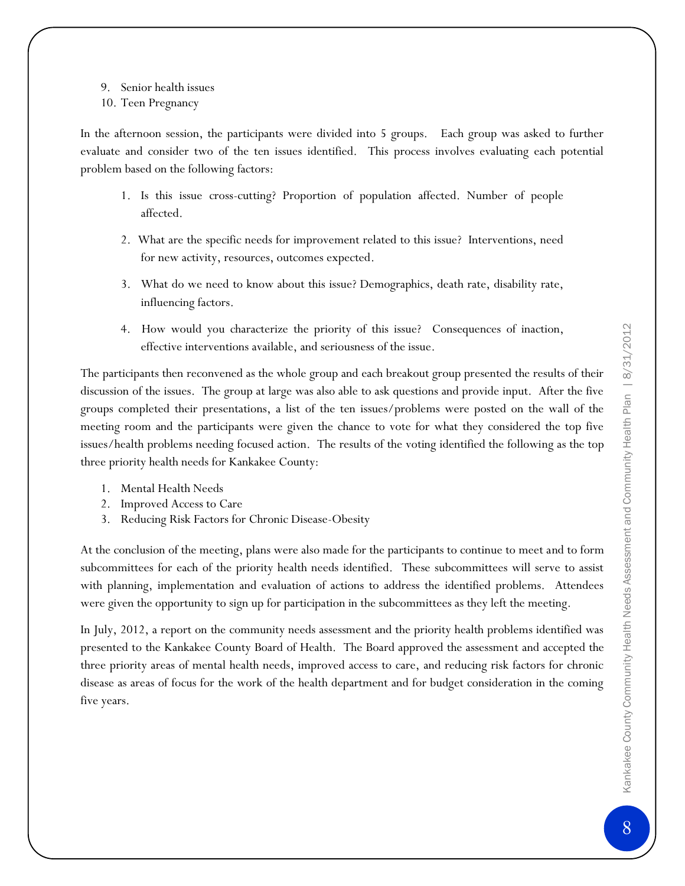9. Senior health issues
10. Teen Pregnancy

In the afternoon session, the participants were divided into 5 groups. Each group was asked to further evaluate and consider two of the ten issues identified. This process involves evaluating each potential problem based on the following factors:

1. Is this issue cross-cutting? Proportion of population affected. Number of people affected.
2. What are the specific needs for improvement related to this issue? Interventions, need for new activity, resources, outcomes expected.
3. What do we need to know about this issue? Demographics, death rate, disability rate, influencing factors.
4. How would you characterize the priority of this issue? Consequences of inaction, effective interventions available, and seriousness of the issue.

The participants then reconvened as the whole group and each breakout group presented the results of their discussion of the issues. The group at large was also able to ask questions and provide input. After the five groups completed their presentations, a list of the ten issues/problems were posted on the wall of the meeting room and the participants were given the chance to vote for what they considered the top five issues/health problems needing focused action. The results of the voting identified the following as the top three priority health needs for Kankakee County:

1. Mental Health Needs
2. Improved Access to Care
3. Reducing Risk Factors for Chronic Disease-Obesity

At the conclusion of the meeting, plans were also made for the participants to continue to meet and to form subcommittees for each of the priority health needs identified. These subcommittees will serve to assist with planning, implementation and evaluation of actions to address the identified problems. Attendees were given the opportunity to sign up for participation in the subcommittees as they left the meeting.

In July, 2012, a report on the community needs assessment and the priority health problems identified was presented to the Kankakee County Board of Health. The Board approved the assessment and accepted the three priority areas of mental health needs, improved access to care, and reducing risk factors for chronic disease as areas of focus for the work of the health department and for budget consideration in the coming five years.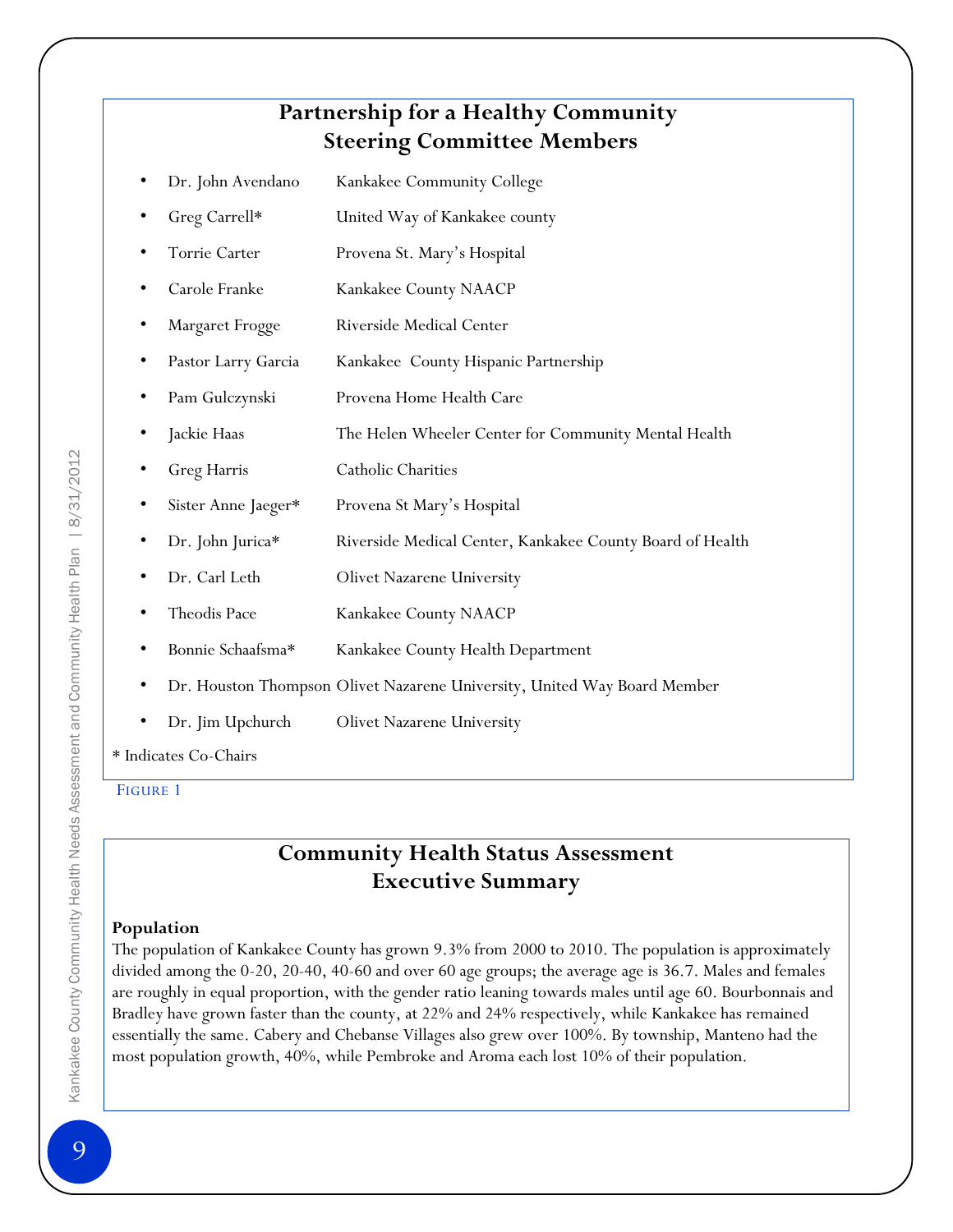## Partnership for a Healthy Community Steering Committee Members

- Dr. John Avendano — Kankakee Community College
- Greg Carrell* — United Way of Kankakee county
- Torrie Carter — Provena St. Mary's Hospital
- Carole Franke — Kankakee County NAACP
- Margaret Frogge — Riverside Medical Center
- Pastor Larry Garcia — Kankakee County Hispanic Partnership
- Pam Gulczynski — Provena Home Health Care
- Jackie Haas — The Helen Wheeler Center for Community Mental Health
- Greg Harris — Catholic Charities
- Sister Anne Jaeger* — Provena St Mary's Hospital
- Dr. John Jurica* — Riverside Medical Center, Kankakee County Board of Health
- Dr. Carl Leth — Olivet Nazarene University
- Theodis Pace — Kankakee County NAACP
- Bonnie Schaafsma* — Kankakee County Health Department
- Dr. Houston Thompson — Olivet Nazarene University, United Way Board Member
- Dr. Jim Upchurch — Olivet Nazarene University

* Indicates Co-Chairs

FIGURE 1

## Community Health Status Assessment Executive Summary

**Population**

The population of Kankakee County has grown 9.3% from 2000 to 2010. The population is approximately divided among the 0-20, 20-40, 40-60 and over 60 age groups; the average age is 36.7. Males and females are roughly in equal proportion, with the gender ratio leaning towards males until age 60. Bourbonnais and Bradley have grown faster than the county, at 22% and 24% respectively, while Kankakee has remained essentially the same. Cabery and Chebanse Villages also grew over 100%. By township, Manteno had the most population growth, 40%, while Pembroke and Aroma each lost 10% of their population.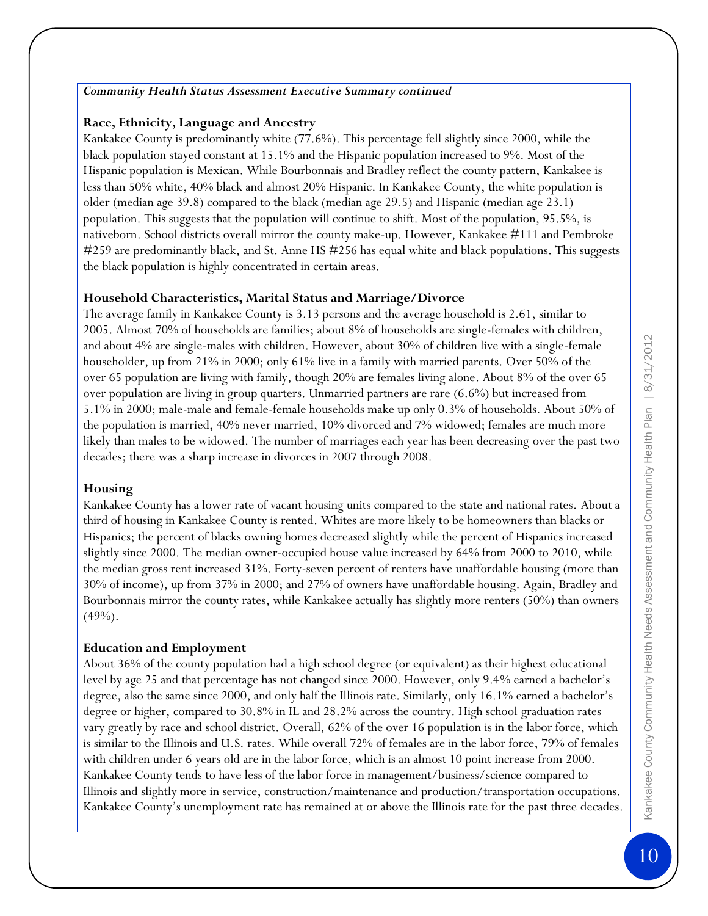*Community Health Status Assessment Executive Summary continued*

### Race, Ethnicity, Language and Ancestry

Kankakee County is predominantly white (77.6%). This percentage fell slightly since 2000, while the black population stayed constant at 15.1% and the Hispanic population increased to 9%. Most of the Hispanic population is Mexican. While Bourbonnais and Bradley reflect the county pattern, Kankakee is less than 50% white, 40% black and almost 20% Hispanic. In Kankakee County, the white population is older (median age 39.8) compared to the black (median age 29.5) and Hispanic (median age 23.1) population. This suggests that the population will continue to shift. Most of the population, 95.5%, is nativeborn. School districts overall mirror the county make-up. However, Kankakee #111 and Pembroke #259 are predominantly black, and St. Anne HS #256 has equal white and black populations. This suggests the black population is highly concentrated in certain areas.

### Household Characteristics, Marital Status and Marriage/Divorce

The average family in Kankakee County is 3.13 persons and the average household is 2.61, similar to 2005. Almost 70% of households are families; about 8% of households are single-females with children, and about 4% are single-males with children. However, about 30% of children live with a single-female householder, up from 21% in 2000; only 61% live in a family with married parents. Over 50% of the over 65 population are living with family, though 20% are females living alone. About 8% of the over 65 over population are living in group quarters. Unmarried partners are rare (6.6%) but increased from 5.1% in 2000; male-male and female-female households make up only 0.3% of households. About 50% of the population is married, 40% never married, 10% divorced and 7% widowed; females are much more likely than males to be widowed. The number of marriages each year has been decreasing over the past two decades; there was a sharp increase in divorces in 2007 through 2008.

### Housing

Kankakee County has a lower rate of vacant housing units compared to the state and national rates. About a third of housing in Kankakee County is rented. Whites are more likely to be homeowners than blacks or Hispanics; the percent of blacks owning homes decreased slightly while the percent of Hispanics increased slightly since 2000. The median owner-occupied house value increased by 64% from 2000 to 2010, while the median gross rent increased 31%. Forty-seven percent of renters have unaffordable housing (more than 30% of income), up from 37% in 2000; and 27% of owners have unaffordable housing. Again, Bradley and Bourbonnais mirror the county rates, while Kankakee actually has slightly more renters (50%) than owners (49%).

### Education and Employment

About 36% of the county population had a high school degree (or equivalent) as their highest educational level by age 25 and that percentage has not changed since 2000. However, only 9.4% earned a bachelor's degree, also the same since 2000, and only half the Illinois rate. Similarly, only 16.1% earned a bachelor's degree or higher, compared to 30.8% in IL and 28.2% across the country. High school graduation rates vary greatly by race and school district. Overall, 62% of the over 16 population is in the labor force, which is similar to the Illinois and U.S. rates. While overall 72% of females are in the labor force, 79% of females with children under 6 years old are in the labor force, which is an almost 10 point increase from 2000. Kankakee County tends to have less of the labor force in management/business/science compared to Illinois and slightly more in service, construction/maintenance and production/transportation occupations. Kankakee County's unemployment rate has remained at or above the Illinois rate for the past three decades.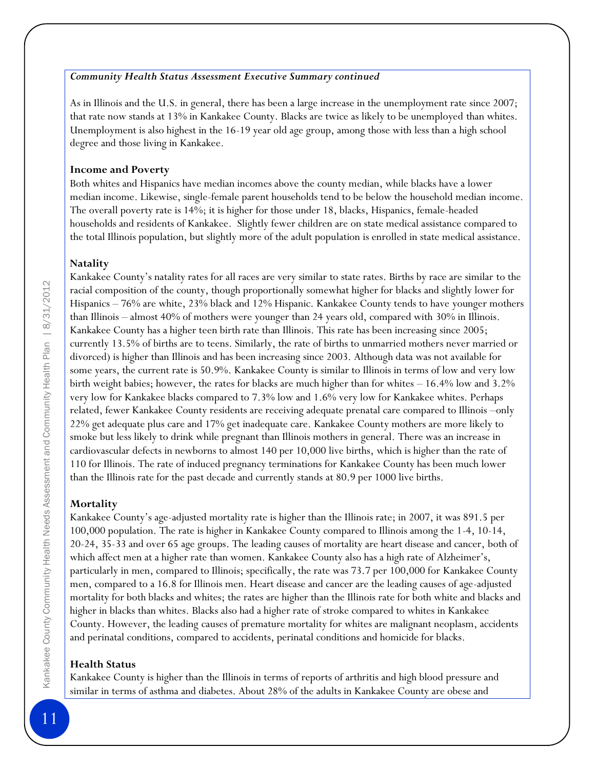*Community Health Status Assessment Executive Summary continued*

As in Illinois and the U.S. in general, there has been a large increase in the unemployment rate since 2007; that rate now stands at 13% in Kankakee County. Blacks are twice as likely to be unemployed than whites. Unemployment is also highest in the 16-19 year old age group, among those with less than a high school degree and those living in Kankakee.

**Income and Poverty**

Both whites and Hispanics have median incomes above the county median, while blacks have a lower median income. Likewise, single-female parent households tend to be below the household median income. The overall poverty rate is 14%; it is higher for those under 18, blacks, Hispanics, female-headed households and residents of Kankakee. Slightly fewer children are on state medical assistance compared to the total Illinois population, but slightly more of the adult population is enrolled in state medical assistance.

**Natality**

Kankakee County's natality rates for all races are very similar to state rates. Births by race are similar to the racial composition of the county, though proportionally somewhat higher for blacks and slightly lower for Hispanics – 76% are white, 23% black and 12% Hispanic. Kankakee County tends to have younger mothers than Illinois – almost 40% of mothers were younger than 24 years old, compared with 30% in Illinois. Kankakee County has a higher teen birth rate than Illinois. This rate has been increasing since 2005; currently 13.5% of births are to teens. Similarly, the rate of births to unmarried mothers never married or divorced) is higher than Illinois and has been increasing since 2003. Although data was not available for some years, the current rate is 50.9%. Kankakee County is similar to Illinois in terms of low and very low birth weight babies; however, the rates for blacks are much higher than for whites – 16.4% low and 3.2% very low for Kankakee blacks compared to 7.3% low and 1.6% very low for Kankakee whites. Perhaps related, fewer Kankakee County residents are receiving adequate prenatal care compared to Illinois –only 22% get adequate plus care and 17% get inadequate care. Kankakee County mothers are more likely to smoke but less likely to drink while pregnant than Illinois mothers in general. There was an increase in cardiovascular defects in newborns to almost 140 per 10,000 live births, which is higher than the rate of 110 for Illinois. The rate of induced pregnancy terminations for Kankakee County has been much lower than the Illinois rate for the past decade and currently stands at 80.9 per 1000 live births.

**Mortality**

Kankakee County's age-adjusted mortality rate is higher than the Illinois rate; in 2007, it was 891.5 per 100,000 population. The rate is higher in Kankakee County compared to Illinois among the 1-4, 10-14, 20-24, 35-33 and over 65 age groups. The leading causes of mortality are heart disease and cancer, both of which affect men at a higher rate than women. Kankakee County also has a high rate of Alzheimer's, particularly in men, compared to Illinois; specifically, the rate was 73.7 per 100,000 for Kankakee County men, compared to a 16.8 for Illinois men. Heart disease and cancer are the leading causes of age-adjusted mortality for both blacks and whites; the rates are higher than the Illinois rate for both white and blacks and higher in blacks than whites. Blacks also had a higher rate of stroke compared to whites in Kankakee County. However, the leading causes of premature mortality for whites are malignant neoplasm, accidents and perinatal conditions, compared to accidents, perinatal conditions and homicide for blacks.

**Health Status**

Kankakee County is higher than the Illinois in terms of reports of arthritis and high blood pressure and similar in terms of asthma and diabetes. About 28% of the adults in Kankakee County are obese and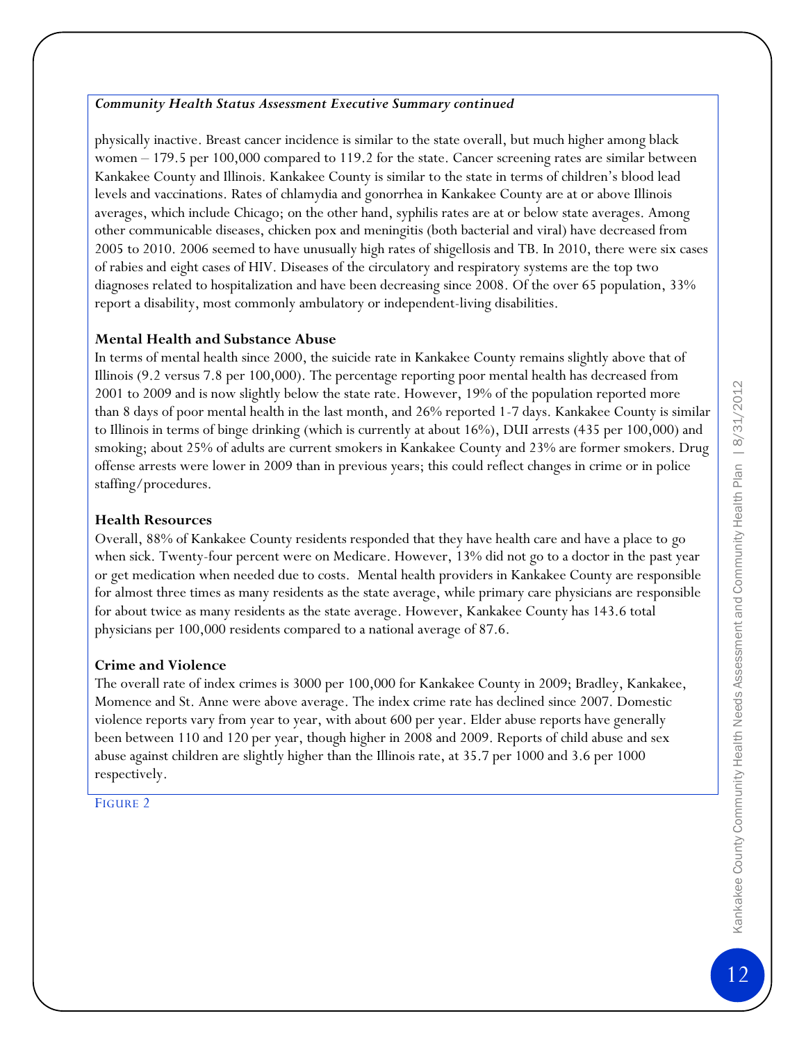***Community Health Status Assessment Executive Summary continued***

physically inactive. Breast cancer incidence is similar to the state overall, but much higher among black women – 179.5 per 100,000 compared to 119.2 for the state. Cancer screening rates are similar between Kankakee County and Illinois. Kankakee County is similar to the state in terms of children's blood lead levels and vaccinations. Rates of chlamydia and gonorrhea in Kankakee County are at or above Illinois averages, which include Chicago; on the other hand, syphilis rates are at or below state averages. Among other communicable diseases, chicken pox and meningitis (both bacterial and viral) have decreased from 2005 to 2010. 2006 seemed to have unusually high rates of shigellosis and TB. In 2010, there were six cases of rabies and eight cases of HIV. Diseases of the circulatory and respiratory systems are the top two diagnoses related to hospitalization and have been decreasing since 2008. Of the over 65 population, 33% report a disability, most commonly ambulatory or independent-living disabilities.

**Mental Health and Substance Abuse**

In terms of mental health since 2000, the suicide rate in Kankakee County remains slightly above that of Illinois (9.2 versus 7.8 per 100,000). The percentage reporting poor mental health has decreased from 2001 to 2009 and is now slightly below the state rate. However, 19% of the population reported more than 8 days of poor mental health in the last month, and 26% reported 1-7 days. Kankakee County is similar to Illinois in terms of binge drinking (which is currently at about 16%), DUI arrests (435 per 100,000) and smoking; about 25% of adults are current smokers in Kankakee County and 23% are former smokers. Drug offense arrests were lower in 2009 than in previous years; this could reflect changes in crime or in police staffing/procedures.

**Health Resources**

Overall, 88% of Kankakee County residents responded that they have health care and have a place to go when sick. Twenty-four percent were on Medicare. However, 13% did not go to a doctor in the past year or get medication when needed due to costs. Mental health providers in Kankakee County are responsible for almost three times as many residents as the state average, while primary care physicians are responsible for about twice as many residents as the state average. However, Kankakee County has 143.6 total physicians per 100,000 residents compared to a national average of 87.6.

**Crime and Violence**

The overall rate of index crimes is 3000 per 100,000 for Kankakee County in 2009; Bradley, Kankakee, Momence and St. Anne were above average. The index crime rate has declined since 2007. Domestic violence reports vary from year to year, with about 600 per year. Elder abuse reports have generally been between 110 and 120 per year, though higher in 2008 and 2009. Reports of child abuse and sex abuse against children are slightly higher than the Illinois rate, at 35.7 per 1000 and 3.6 per 1000 respectively.

FIGURE 2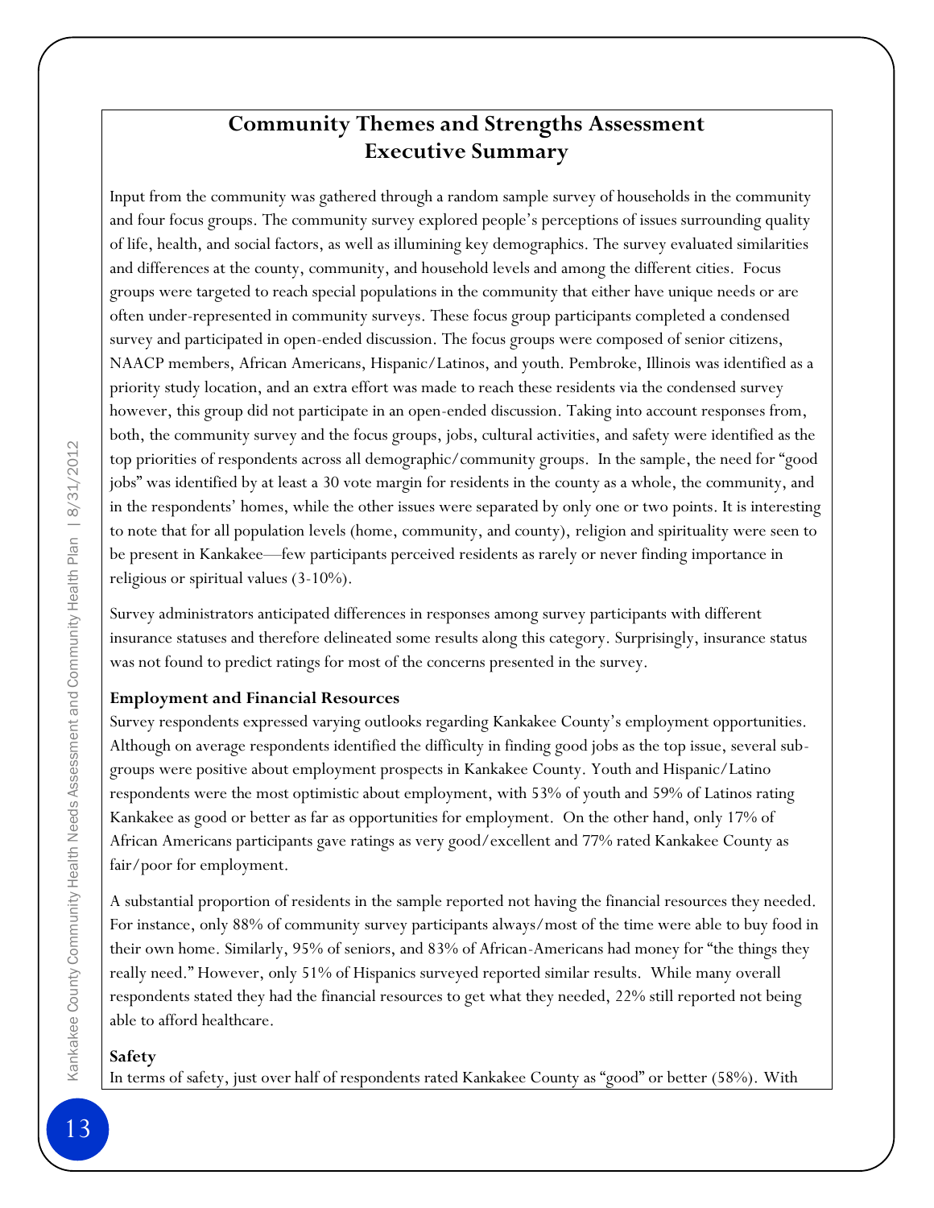# Community Themes and Strengths Assessment Executive Summary

Input from the community was gathered through a random sample survey of households in the community and four focus groups. The community survey explored people's perceptions of issues surrounding quality of life, health, and social factors, as well as illumining key demographics. The survey evaluated similarities and differences at the county, community, and household levels and among the different cities. Focus groups were targeted to reach special populations in the community that either have unique needs or are often under-represented in community surveys. These focus group participants completed a condensed survey and participated in open-ended discussion. The focus groups were composed of senior citizens, NAACP members, African Americans, Hispanic/Latinos, and youth. Pembroke, Illinois was identified as a priority study location, and an extra effort was made to reach these residents via the condensed survey however, this group did not participate in an open-ended discussion. Taking into account responses from, both, the community survey and the focus groups, jobs, cultural activities, and safety were identified as the top priorities of respondents across all demographic/community groups. In the sample, the need for "good jobs" was identified by at least a 30 vote margin for residents in the county as a whole, the community, and in the respondents' homes, while the other issues were separated by only one or two points. It is interesting to note that for all population levels (home, community, and county), religion and spirituality were seen to be present in Kankakee—few participants perceived residents as rarely or never finding importance in religious or spiritual values (3-10%).

Survey administrators anticipated differences in responses among survey participants with different insurance statuses and therefore delineated some results along this category. Surprisingly, insurance status was not found to predict ratings for most of the concerns presented in the survey.

**Employment and Financial Resources**

Survey respondents expressed varying outlooks regarding Kankakee County's employment opportunities. Although on average respondents identified the difficulty in finding good jobs as the top issue, several sub-groups were positive about employment prospects in Kankakee County. Youth and Hispanic/Latino respondents were the most optimistic about employment, with 53% of youth and 59% of Latinos rating Kankakee as good or better as far as opportunities for employment. On the other hand, only 17% of African Americans participants gave ratings as very good/excellent and 77% rated Kankakee County as fair/poor for employment.

A substantial proportion of residents in the sample reported not having the financial resources they needed. For instance, only 88% of community survey participants always/most of the time were able to buy food in their own home. Similarly, 95% of seniors, and 83% of African-Americans had money for "the things they really need." However, only 51% of Hispanics surveyed reported similar results. While many overall respondents stated they had the financial resources to get what they needed, 22% still reported not being able to afford healthcare.

**Safety**

In terms of safety, just over half of respondents rated Kankakee County as "good" or better (58%). With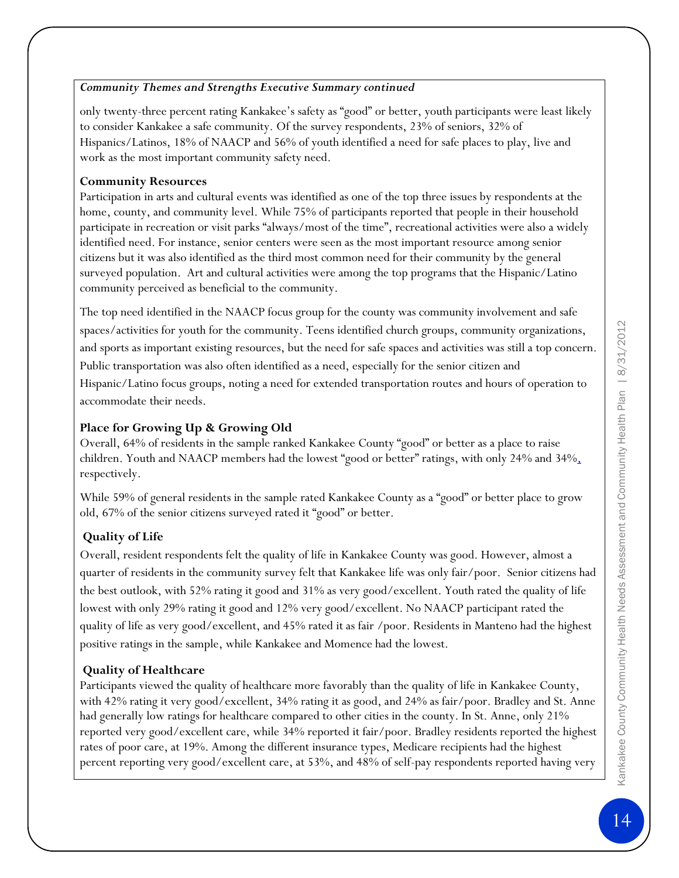*Community Themes and Strengths Executive Summary continued*

only twenty-three percent rating Kankakee's safety as "good" or better, youth participants were least likely to consider Kankakee a safe community. Of the survey respondents, 23% of seniors, 32% of Hispanics/Latinos, 18% of NAACP and 56% of youth identified a need for safe places to play, live and work as the most important community safety need.

**Community Resources**

Participation in arts and cultural events was identified as one of the top three issues by respondents at the home, county, and community level. While 75% of participants reported that people in their household participate in recreation or visit parks "always/most of the time", recreational activities were also a widely identified need. For instance, senior centers were seen as the most important resource among senior citizens but it was also identified as the third most common need for their community by the general surveyed population. Art and cultural activities were among the top programs that the Hispanic/Latino community perceived as beneficial to the community.

The top need identified in the NAACP focus group for the county was community involvement and safe spaces/activities for youth for the community. Teens identified church groups, community organizations, and sports as important existing resources, but the need for safe spaces and activities was still a top concern. Public transportation was also often identified as a need, especially for the senior citizen and Hispanic/Latino focus groups, noting a need for extended transportation routes and hours of operation to accommodate their needs.

**Place for Growing Up & Growing Old**

Overall, 64% of residents in the sample ranked Kankakee County "good" or better as a place to raise children. Youth and NAACP members had the lowest "good or better" ratings, with only 24% and 34%, respectively.

While 59% of general residents in the sample rated Kankakee County as a "good" or better place to grow old, 67% of the senior citizens surveyed rated it "good" or better.

**Quality of Life**

Overall, resident respondents felt the quality of life in Kankakee County was good. However, almost a quarter of residents in the community survey felt that Kankakee life was only fair/poor. Senior citizens had the best outlook, with 52% rating it good and 31% as very good/excellent. Youth rated the quality of life lowest with only 29% rating it good and 12% very good/excellent. No NAACP participant rated the quality of life as very good/excellent, and 45% rated it as fair /poor. Residents in Manteno had the highest positive ratings in the sample, while Kankakee and Momence had the lowest.

**Quality of Healthcare**

Participants viewed the quality of healthcare more favorably than the quality of life in Kankakee County, with 42% rating it very good/excellent, 34% rating it as good, and 24% as fair/poor. Bradley and St. Anne had generally low ratings for healthcare compared to other cities in the county. In St. Anne, only 21% reported very good/excellent care, while 34% reported it fair/poor. Bradley residents reported the highest rates of poor care, at 19%. Among the different insurance types, Medicare recipients had the highest percent reporting very good/excellent care, at 53%, and 48% of self-pay respondents reported having very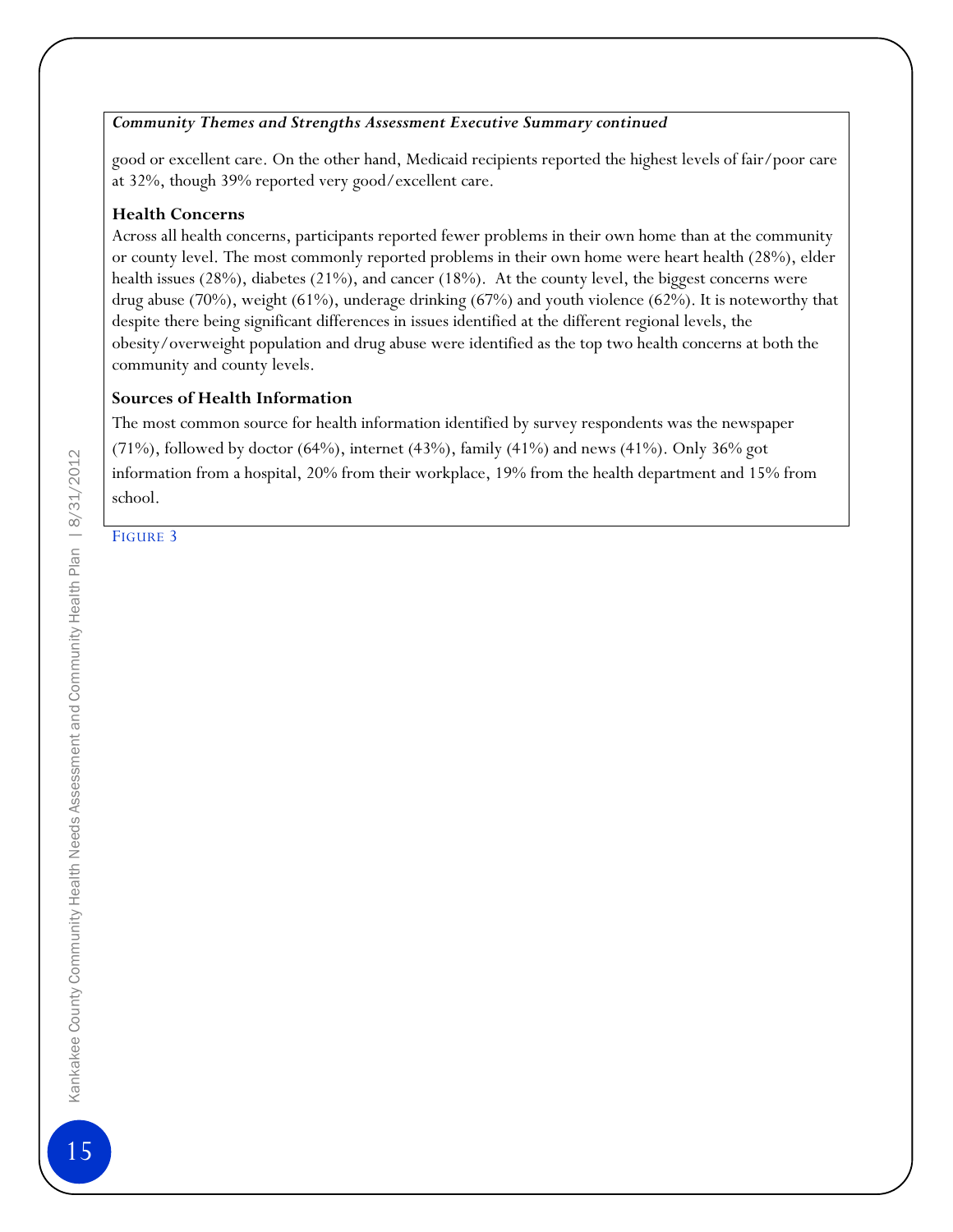***Community Themes and Strengths Assessment Executive Summary continued***

good or excellent care. On the other hand, Medicaid recipients reported the highest levels of fair/poor care at 32%, though 39% reported very good/excellent care.

**Health Concerns**

Across all health concerns, participants reported fewer problems in their own home than at the community or county level. The most commonly reported problems in their own home were heart health (28%), elder health issues (28%), diabetes (21%), and cancer (18%). At the county level, the biggest concerns were drug abuse (70%), weight (61%), underage drinking (67%) and youth violence (62%). It is noteworthy that despite there being significant differences in issues identified at the different regional levels, the obesity/overweight population and drug abuse were identified as the top two health concerns at both the community and county levels.

**Sources of Health Information**

The most common source for health information identified by survey respondents was the newspaper (71%), followed by doctor (64%), internet (43%), family (41%) and news (41%). Only 36% got information from a hospital, 20% from their workplace, 19% from the health department and 15% from school.

FIGURE 3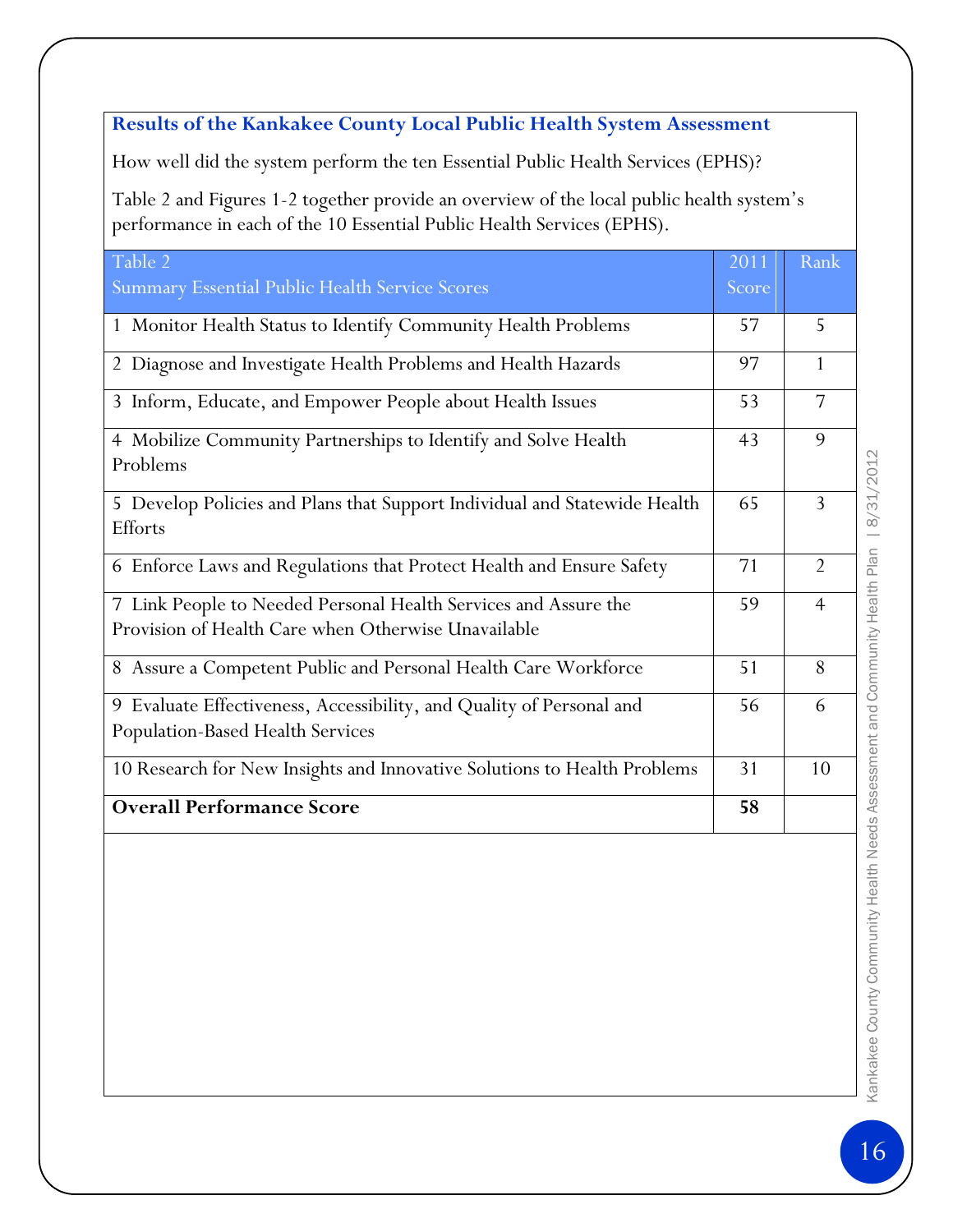**Results of the Kankakee County Local Public Health System Assessment**

How well did the system perform the ten Essential Public Health Services (EPHS)?

Table 2 and Figures 1-2 together provide an overview of the local public health system's performance in each of the 10 Essential Public Health Services (EPHS).

| Table 2<br>Summary Essential Public Health Service Scores | 2011 Score | Rank |
|---|---|---|
| 1 Monitor Health Status to Identify Community Health Problems | 57 | 5 |
| 2 Diagnose and Investigate Health Problems and Health Hazards | 97 | 1 |
| 3 Inform, Educate, and Empower People about Health Issues | 53 | 7 |
| 4 Mobilize Community Partnerships to Identify and Solve Health Problems | 43 | 9 |
| 5 Develop Policies and Plans that Support Individual and Statewide Health Efforts | 65 | 3 |
| 6 Enforce Laws and Regulations that Protect Health and Ensure Safety | 71 | 2 |
| 7 Link People to Needed Personal Health Services and Assure the Provision of Health Care when Otherwise Unavailable | 59 | 4 |
| 8 Assure a Competent Public and Personal Health Care Workforce | 51 | 8 |
| 9 Evaluate Effectiveness, Accessibility, and Quality of Personal and Population-Based Health Services | 56 | 6 |
| 10 Research for New Insights and Innovative Solutions to Health Problems | 31 | 10 |
| **Overall Performance Score** | **58** | |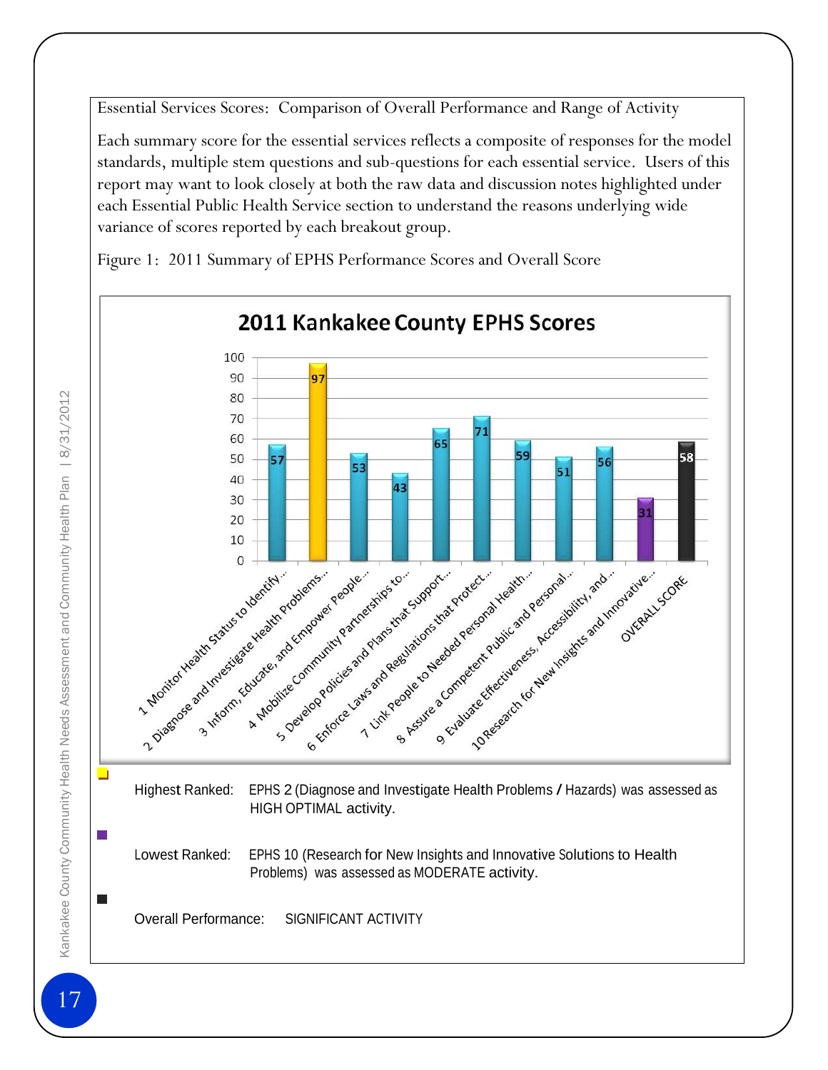Essential Services Scores: Comparison of Overall Performance and Range of Activity

Each summary score for the essential services reflects a composite of responses for the model standards, multiple stem questions and sub-questions for each essential service. Users of this report may want to look closely at both the raw data and discussion notes highlighted under each Essential Public Health Service section to understand the reasons underlying wide variance of scores reported by each breakout group.

Figure 1: 2011 Summary of EPHS Performance Scores and Overall Score

**2011 Kankakee County EPHS Scores**

| Essential Service | Score |
|---|---|
| 1 Monitor Health Status to Identify... | 57 |
| 2 Diagnose and Investigate Health Problems... | 97 |
| 3 Inform, Educate, and Empower People... | 53 |
| 4 Mobilize Community Partnerships to... | 43 |
| 5 Develop Policies and Plans that Support... | 65 |
| 6 Enforce Laws and Regulations that Protect... | 71 |
| 7 Link People to Needed Personal Health... | 59 |
| 8 Assure a Competent Public and Personal... | 51 |
| 9 Evaluate Effectiveness, Accessibility, and... | 56 |
| 10 Research for New Insights and Innovative... | 31 |
| OVERALL SCORE | 58 |

- Highest Ranked: EPHS 2 (Diagnose and Investigate Health Problems / Hazards) was assessed as HIGH OPTIMAL activity.
- Lowest Ranked: EPHS 10 (Research for New Insights and Innovative Solutions to Health Problems) was assessed as MODERATE activity.
- Overall Performance: SIGNIFICANT ACTIVITY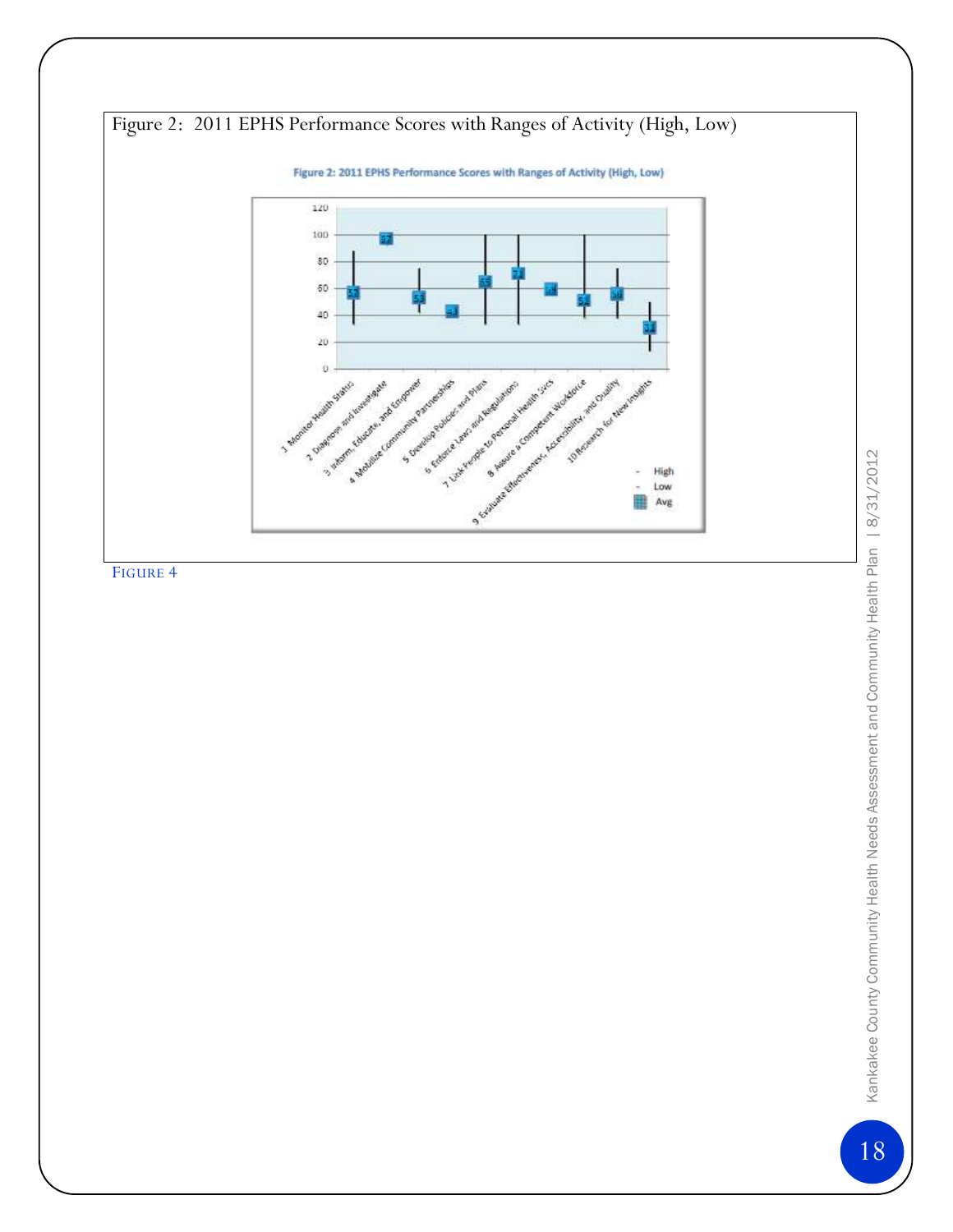Figure 2: 2011 EPHS Performance Scores with Ranges of Activity (High, Low)

Figure 2: 2011 EPHS Performance Scores with Ranges of Activity (High, Low)

| EPHS | Avg |
|---|---|
| 1 Monitor Health Status | 57 |
| 2 Diagnose and Investigate | 97 |
| 3 Inform, Educate, and Empower | 53 |
| 4 Mobilize Community Partnerships | 43 |
| 5 Develop Policies and Plans | 65 |
| 6 Enforce Laws and Regulations | 71 |
| 7 Link People to Personal Health Svcs | 60 |
| 8 Assure a Competent Workforce | 51 |
| 9 Evaluate Effectiveness, Accessibility, and Quality | 56 |
| 10 Research for New Insights | 31 |

Legend: High, Low, Avg

FIGURE 4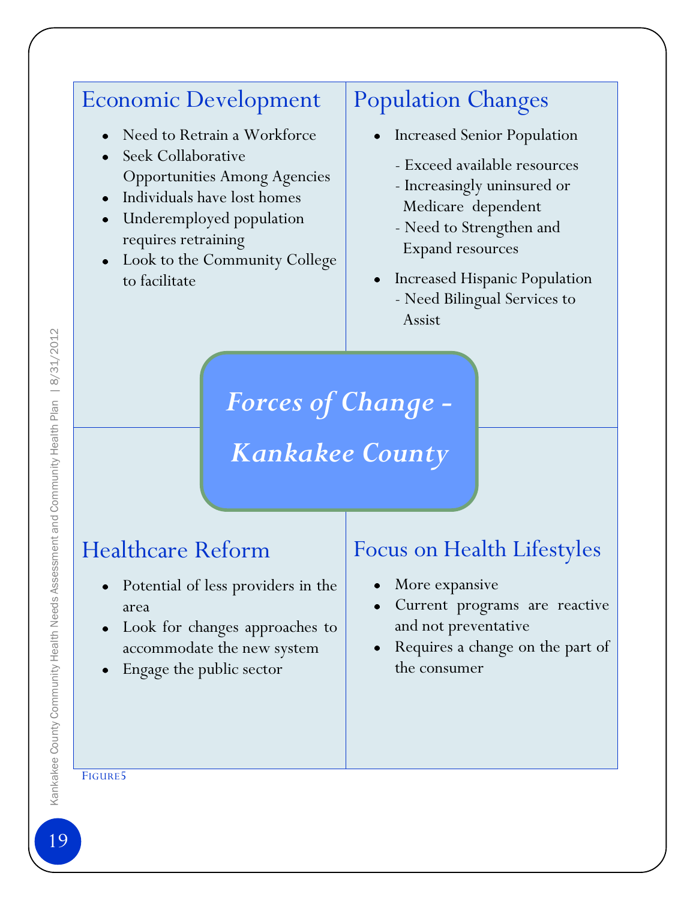# Forces of Change - Kankakee County

## Economic Development

- Need to Retrain a Workforce
- Seek Collaborative Opportunities Among Agencies
- Individuals have lost homes
- Underemployed population requires retraining
- Look to the Community College to facilitate

## Population Changes

- Increased Senior Population
  - Exceed available resources
  - Increasingly uninsured or Medicare dependent
  - Need to Strengthen and Expand resources
- Increased Hispanic Population
  - Need Bilingual Services to Assist

## Healthcare Reform

- Potential of less providers in the area
- Look for changes approaches to accommodate the new system
- Engage the public sector

## Focus on Health Lifestyles

- More expansive
- Current programs are reactive and not preventative
- Requires a change on the part of the consumer

FIGURE5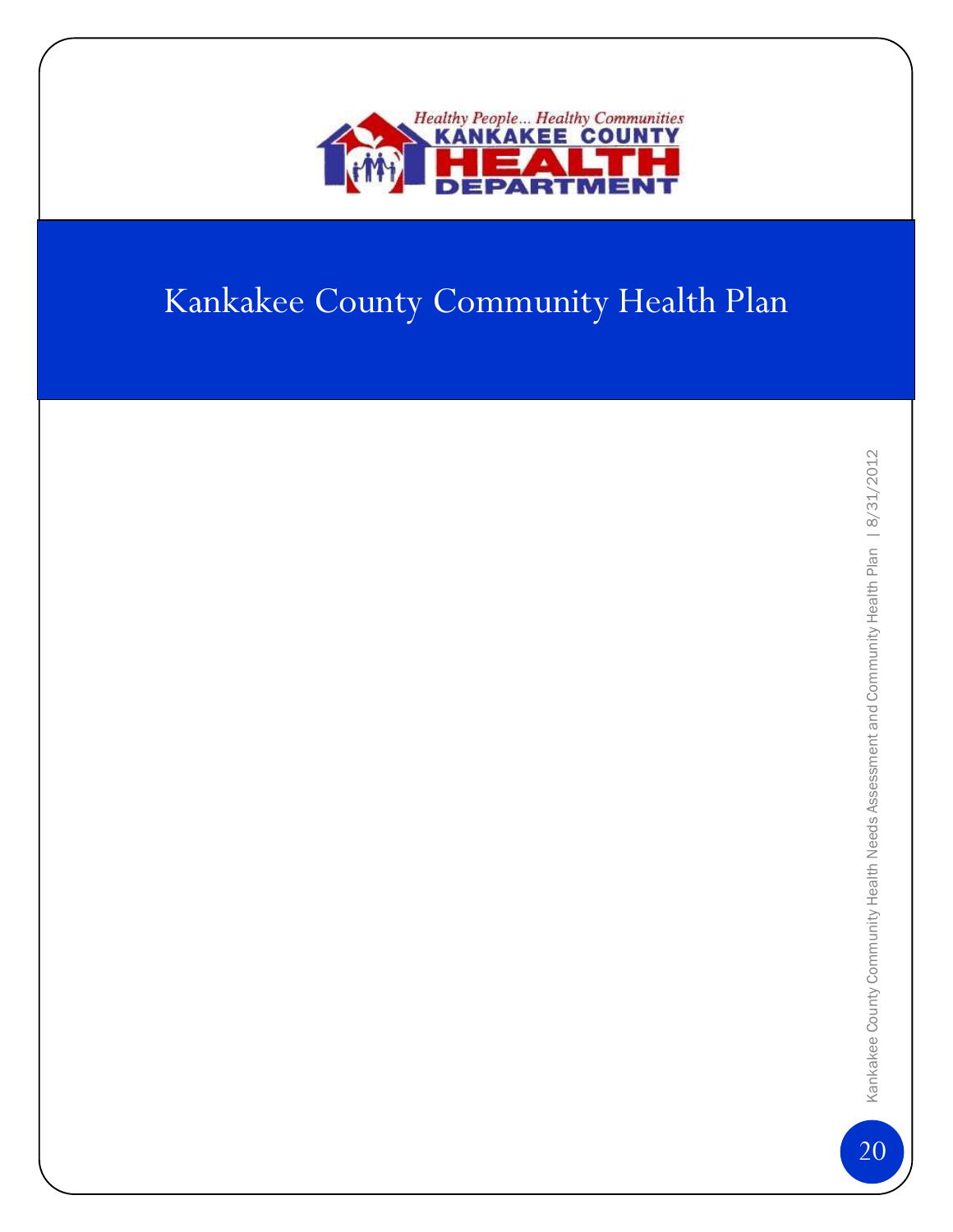# Kankakee County Community Health Plan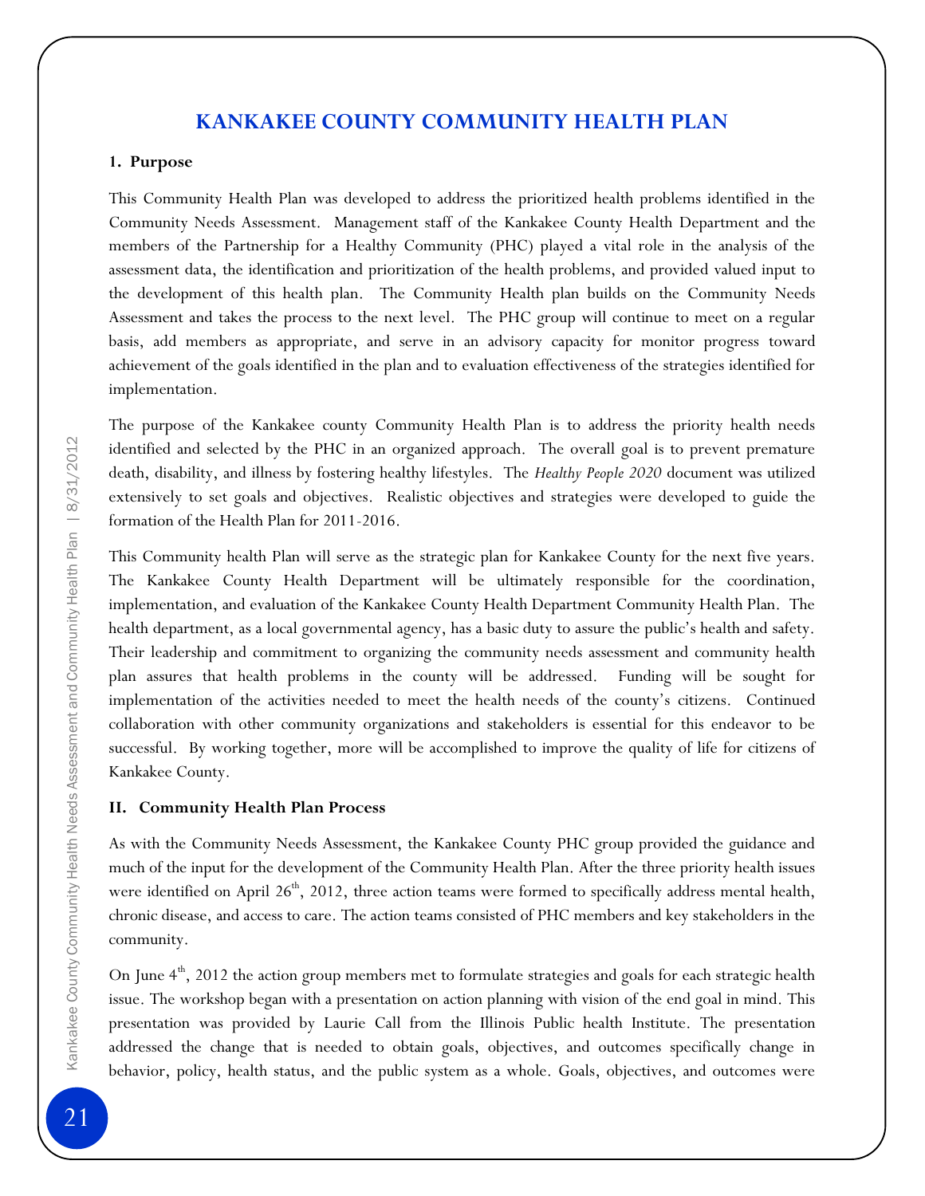# KANKAKEE COUNTY COMMUNITY HEALTH PLAN

## 1. Purpose

This Community Health Plan was developed to address the prioritized health problems identified in the Community Needs Assessment. Management staff of the Kankakee County Health Department and the members of the Partnership for a Healthy Community (PHC) played a vital role in the analysis of the assessment data, the identification and prioritization of the health problems, and provided valued input to the development of this health plan. The Community Health plan builds on the Community Needs Assessment and takes the process to the next level. The PHC group will continue to meet on a regular basis, add members as appropriate, and serve in an advisory capacity for monitor progress toward achievement of the goals identified in the plan and to evaluation effectiveness of the strategies identified for implementation.

The purpose of the Kankakee county Community Health Plan is to address the priority health needs identified and selected by the PHC in an organized approach. The overall goal is to prevent premature death, disability, and illness by fostering healthy lifestyles. The *Healthy People 2020* document was utilized extensively to set goals and objectives. Realistic objectives and strategies were developed to guide the formation of the Health Plan for 2011-2016.

This Community health Plan will serve as the strategic plan for Kankakee County for the next five years. The Kankakee County Health Department will be ultimately responsible for the coordination, implementation, and evaluation of the Kankakee County Health Department Community Health Plan. The health department, as a local governmental agency, has a basic duty to assure the public's health and safety. Their leadership and commitment to organizing the community needs assessment and community health plan assures that health problems in the county will be addressed. Funding will be sought for implementation of the activities needed to meet the health needs of the county's citizens. Continued collaboration with other community organizations and stakeholders is essential for this endeavor to be successful. By working together, more will be accomplished to improve the quality of life for citizens of Kankakee County.

## II. Community Health Plan Process

As with the Community Needs Assessment, the Kankakee County PHC group provided the guidance and much of the input for the development of the Community Health Plan. After the three priority health issues were identified on April 26th, 2012, three action teams were formed to specifically address mental health, chronic disease, and access to care. The action teams consisted of PHC members and key stakeholders in the community.

On June 4th, 2012 the action group members met to formulate strategies and goals for each strategic health issue. The workshop began with a presentation on action planning with vision of the end goal in mind. This presentation was provided by Laurie Call from the Illinois Public health Institute. The presentation addressed the change that is needed to obtain goals, objectives, and outcomes specifically change in behavior, policy, health status, and the public system as a whole. Goals, objectives, and outcomes were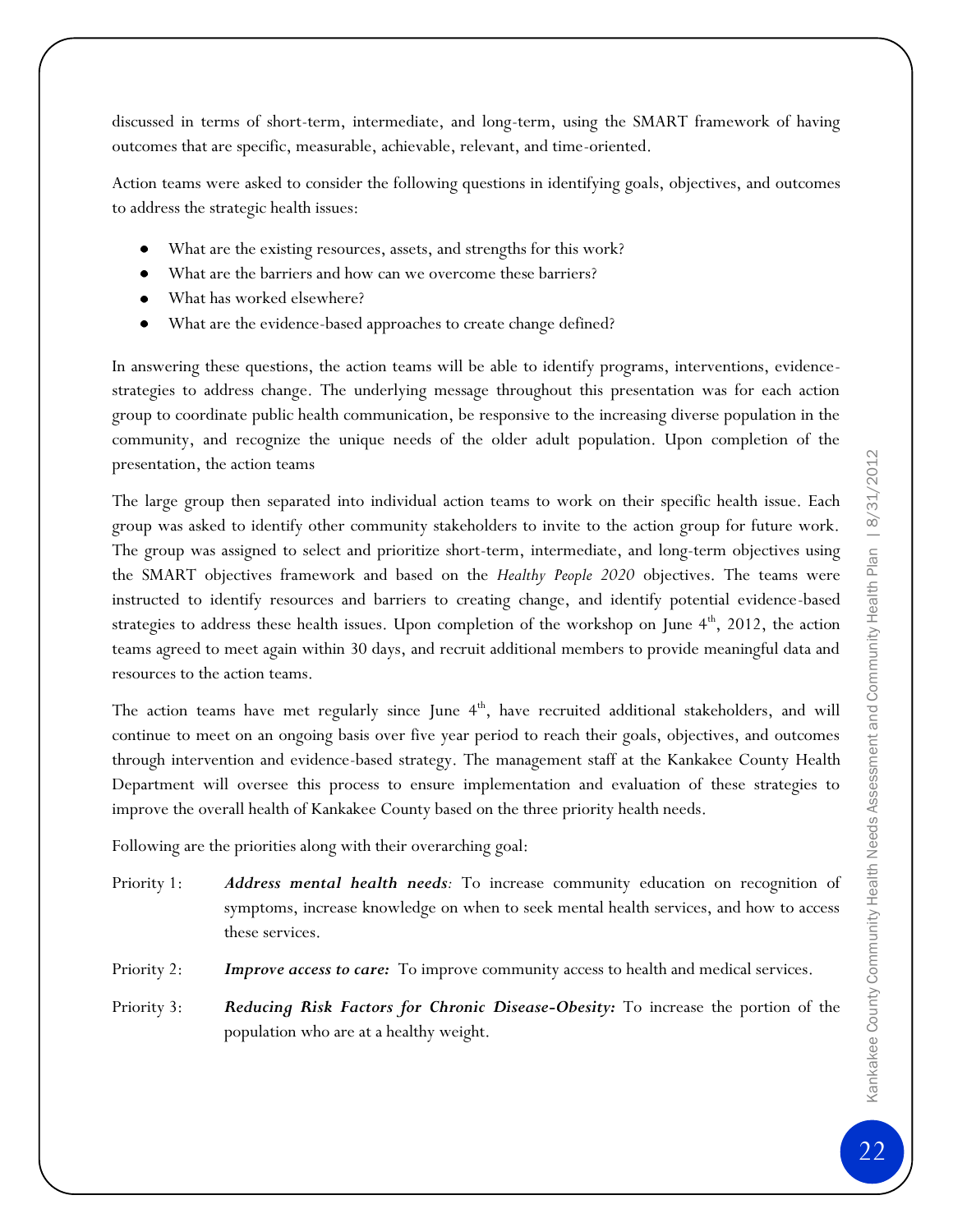discussed in terms of short-term, intermediate, and long-term, using the SMART framework of having outcomes that are specific, measurable, achievable, relevant, and time-oriented.

Action teams were asked to consider the following questions in identifying goals, objectives, and outcomes to address the strategic health issues:

- What are the existing resources, assets, and strengths for this work?
- What are the barriers and how can we overcome these barriers?
- What has worked elsewhere?
- What are the evidence-based approaches to create change defined?

In answering these questions, the action teams will be able to identify programs, interventions, evidence-strategies to address change. The underlying message throughout this presentation was for each action group to coordinate public health communication, be responsive to the increasing diverse population in the community, and recognize the unique needs of the older adult population. Upon completion of the presentation, the action teams

The large group then separated into individual action teams to work on their specific health issue. Each group was asked to identify other community stakeholders to invite to the action group for future work. The group was assigned to select and prioritize short-term, intermediate, and long-term objectives using the SMART objectives framework and based on the *Healthy People 2020* objectives. The teams were instructed to identify resources and barriers to creating change, and identify potential evidence-based strategies to address these health issues. Upon completion of the workshop on June 4th, 2012, the action teams agreed to meet again within 30 days, and recruit additional members to provide meaningful data and resources to the action teams.

The action teams have met regularly since June 4th, have recruited additional stakeholders, and will continue to meet on an ongoing basis over five year period to reach their goals, objectives, and outcomes through intervention and evidence-based strategy. The management staff at the Kankakee County Health Department will oversee this process to ensure implementation and evaluation of these strategies to improve the overall health of Kankakee County based on the three priority health needs.

Following are the priorities along with their overarching goal:

Priority 1: ***Address mental health needs****:* To increase community education on recognition of symptoms, increase knowledge on when to seek mental health services, and how to access these services.

Priority 2: ***Improve access to care:*** To improve community access to health and medical services.

Priority 3: ***Reducing Risk Factors for Chronic Disease-Obesity:*** To increase the portion of the population who are at a healthy weight.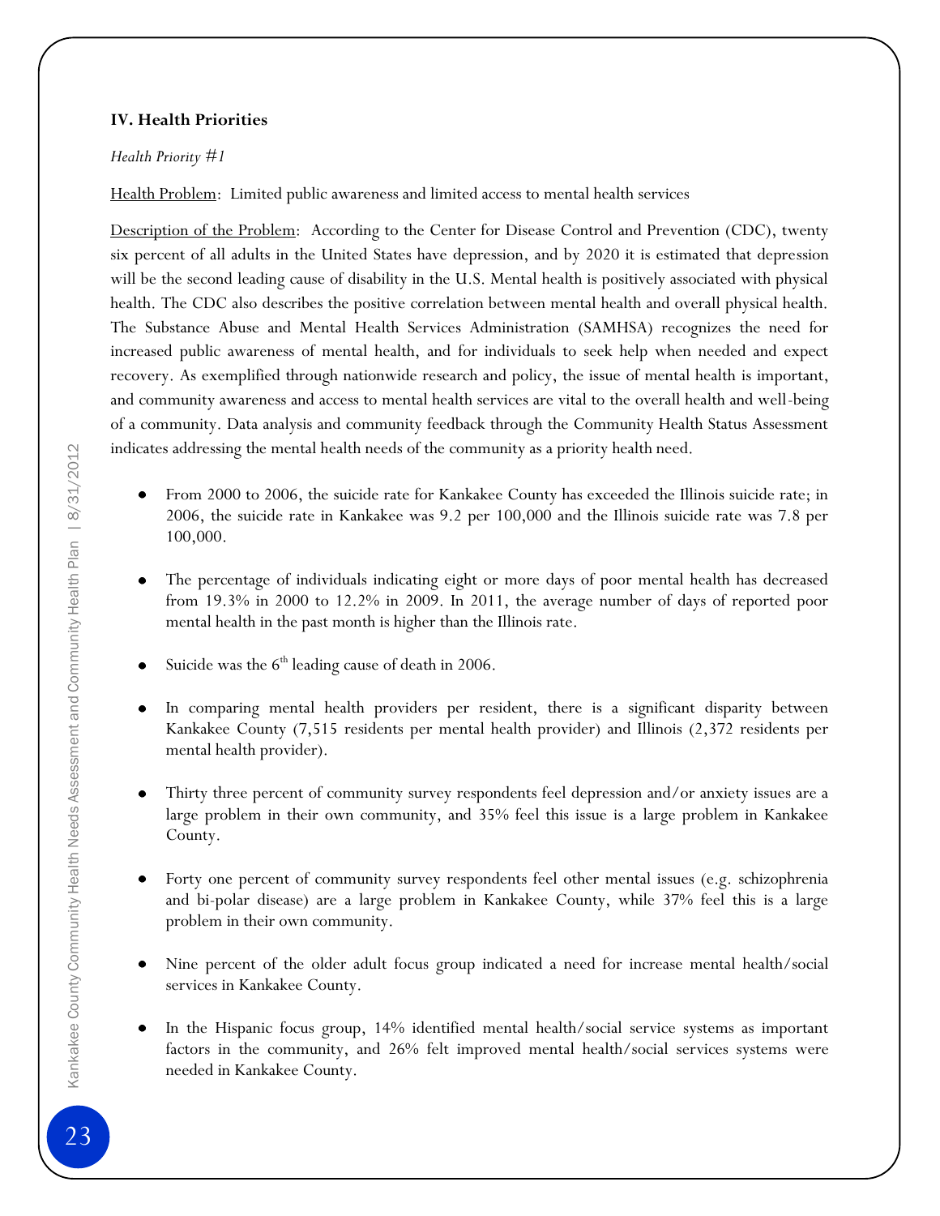## IV. Health Priorities

*Health Priority #1*

Health Problem: Limited public awareness and limited access to mental health services

Description of the Problem: According to the Center for Disease Control and Prevention (CDC), twenty six percent of all adults in the United States have depression, and by 2020 it is estimated that depression will be the second leading cause of disability in the U.S. Mental health is positively associated with physical health. The CDC also describes the positive correlation between mental health and overall physical health. The Substance Abuse and Mental Health Services Administration (SAMHSA) recognizes the need for increased public awareness of mental health, and for individuals to seek help when needed and expect recovery. As exemplified through nationwide research and policy, the issue of mental health is important, and community awareness and access to mental health services are vital to the overall health and well-being of a community. Data analysis and community feedback through the Community Health Status Assessment indicates addressing the mental health needs of the community as a priority health need.

- From 2000 to 2006, the suicide rate for Kankakee County has exceeded the Illinois suicide rate; in 2006, the suicide rate in Kankakee was 9.2 per 100,000 and the Illinois suicide rate was 7.8 per 100,000.
- The percentage of individuals indicating eight or more days of poor mental health has decreased from 19.3% in 2000 to 12.2% in 2009. In 2011, the average number of days of reported poor mental health in the past month is higher than the Illinois rate.
- Suicide was the 6th leading cause of death in 2006.
- In comparing mental health providers per resident, there is a significant disparity between Kankakee County (7,515 residents per mental health provider) and Illinois (2,372 residents per mental health provider).
- Thirty three percent of community survey respondents feel depression and/or anxiety issues are a large problem in their own community, and 35% feel this issue is a large problem in Kankakee County.
- Forty one percent of community survey respondents feel other mental issues (e.g. schizophrenia and bi-polar disease) are a large problem in Kankakee County, while 37% feel this is a large problem in their own community.
- Nine percent of the older adult focus group indicated a need for increase mental health/social services in Kankakee County.
- In the Hispanic focus group, 14% identified mental health/social service systems as important factors in the community, and 26% felt improved mental health/social services systems were needed in Kankakee County.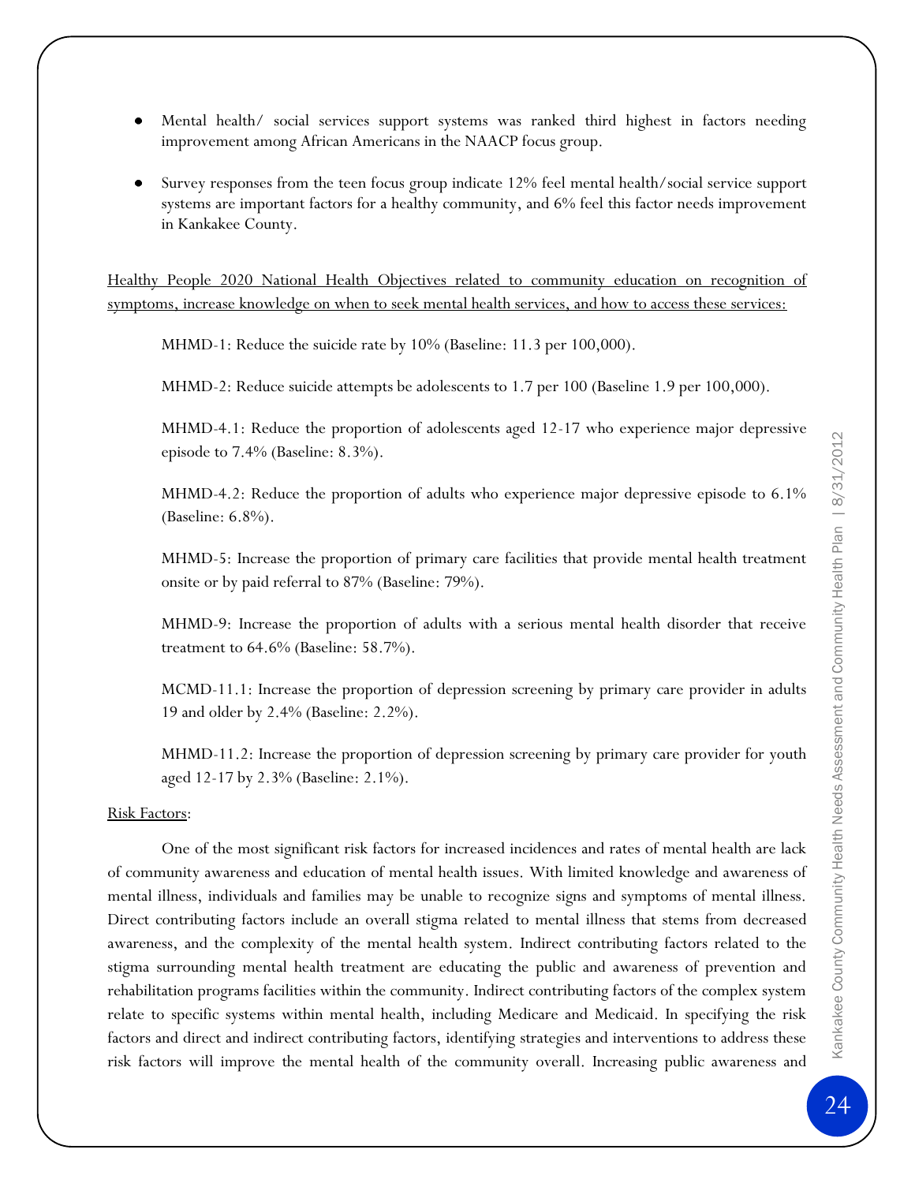- Mental health/ social services support systems was ranked third highest in factors needing improvement among African Americans in the NAACP focus group.

- Survey responses from the teen focus group indicate 12% feel mental health/social service support systems are important factors for a healthy community, and 6% feel this factor needs improvement in Kankakee County.

<u>Healthy People 2020 National Health Objectives related to community education on recognition of symptoms, increase knowledge on when to seek mental health services, and how to access these services:</u>

MHMD-1: Reduce the suicide rate by 10% (Baseline: 11.3 per 100,000).

MHMD-2: Reduce suicide attempts be adolescents to 1.7 per 100 (Baseline 1.9 per 100,000).

MHMD-4.1: Reduce the proportion of adolescents aged 12-17 who experience major depressive episode to 7.4% (Baseline: 8.3%).

MHMD-4.2: Reduce the proportion of adults who experience major depressive episode to 6.1% (Baseline: 6.8%).

MHMD-5: Increase the proportion of primary care facilities that provide mental health treatment onsite or by paid referral to 87% (Baseline: 79%).

MHMD-9: Increase the proportion of adults with a serious mental health disorder that receive treatment to 64.6% (Baseline: 58.7%).

MCMD-11.1: Increase the proportion of depression screening by primary care provider in adults 19 and older by 2.4% (Baseline: 2.2%).

MHMD-11.2: Increase the proportion of depression screening by primary care provider for youth aged 12-17 by 2.3% (Baseline: 2.1%).

<u>Risk Factors</u>:

One of the most significant risk factors for increased incidences and rates of mental health are lack of community awareness and education of mental health issues. With limited knowledge and awareness of mental illness, individuals and families may be unable to recognize signs and symptoms of mental illness. Direct contributing factors include an overall stigma related to mental illness that stems from decreased awareness, and the complexity of the mental health system. Indirect contributing factors related to the stigma surrounding mental health treatment are educating the public and awareness of prevention and rehabilitation programs facilities within the community. Indirect contributing factors of the complex system relate to specific systems within mental health, including Medicare and Medicaid. In specifying the risk factors and direct and indirect contributing factors, identifying strategies and interventions to address these risk factors will improve the mental health of the community overall. Increasing public awareness and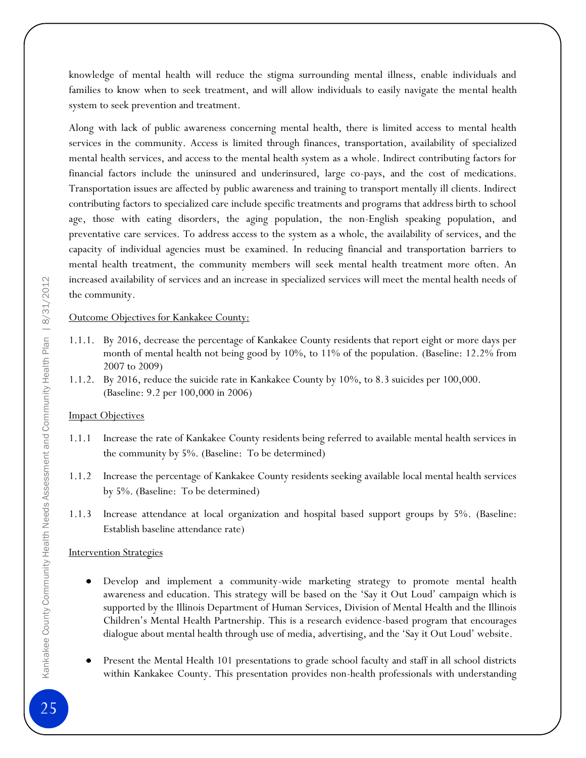knowledge of mental health will reduce the stigma surrounding mental illness, enable individuals and families to know when to seek treatment, and will allow individuals to easily navigate the mental health system to seek prevention and treatment.

Along with lack of public awareness concerning mental health, there is limited access to mental health services in the community. Access is limited through finances, transportation, availability of specialized mental health services, and access to the mental health system as a whole. Indirect contributing factors for financial factors include the uninsured and underinsured, large co-pays, and the cost of medications. Transportation issues are affected by public awareness and training to transport mentally ill clients. Indirect contributing factors to specialized care include specific treatments and programs that address birth to school age, those with eating disorders, the aging population, the non-English speaking population, and preventative care services. To address access to the system as a whole, the availability of services, and the capacity of individual agencies must be examined. In reducing financial and transportation barriers to mental health treatment, the community members will seek mental health treatment more often. An increased availability of services and an increase in specialized services will meet the mental health needs of the community.

Outcome Objectives for Kankakee County:

1.1.1. By 2016, decrease the percentage of Kankakee County residents that report eight or more days per month of mental health not being good by 10%, to 11% of the population. (Baseline: 12.2% from 2007 to 2009)

1.1.2. By 2016, reduce the suicide rate in Kankakee County by 10%, to 8.3 suicides per 100,000. (Baseline: 9.2 per 100,000 in 2006)

Impact Objectives

1.1.1 Increase the rate of Kankakee County residents being referred to available mental health services in the community by 5%. (Baseline: To be determined)

1.1.2 Increase the percentage of Kankakee County residents seeking available local mental health services by 5%. (Baseline: To be determined)

1.1.3 Increase attendance at local organization and hospital based support groups by 5%. (Baseline: Establish baseline attendance rate)

Intervention Strategies

- Develop and implement a community-wide marketing strategy to promote mental health awareness and education. This strategy will be based on the 'Say it Out Loud' campaign which is supported by the Illinois Department of Human Services, Division of Mental Health and the Illinois Children's Mental Health Partnership. This is a research evidence-based program that encourages dialogue about mental health through use of media, advertising, and the 'Say it Out Loud' website.

- Present the Mental Health 101 presentations to grade school faculty and staff in all school districts within Kankakee County. This presentation provides non-health professionals with understanding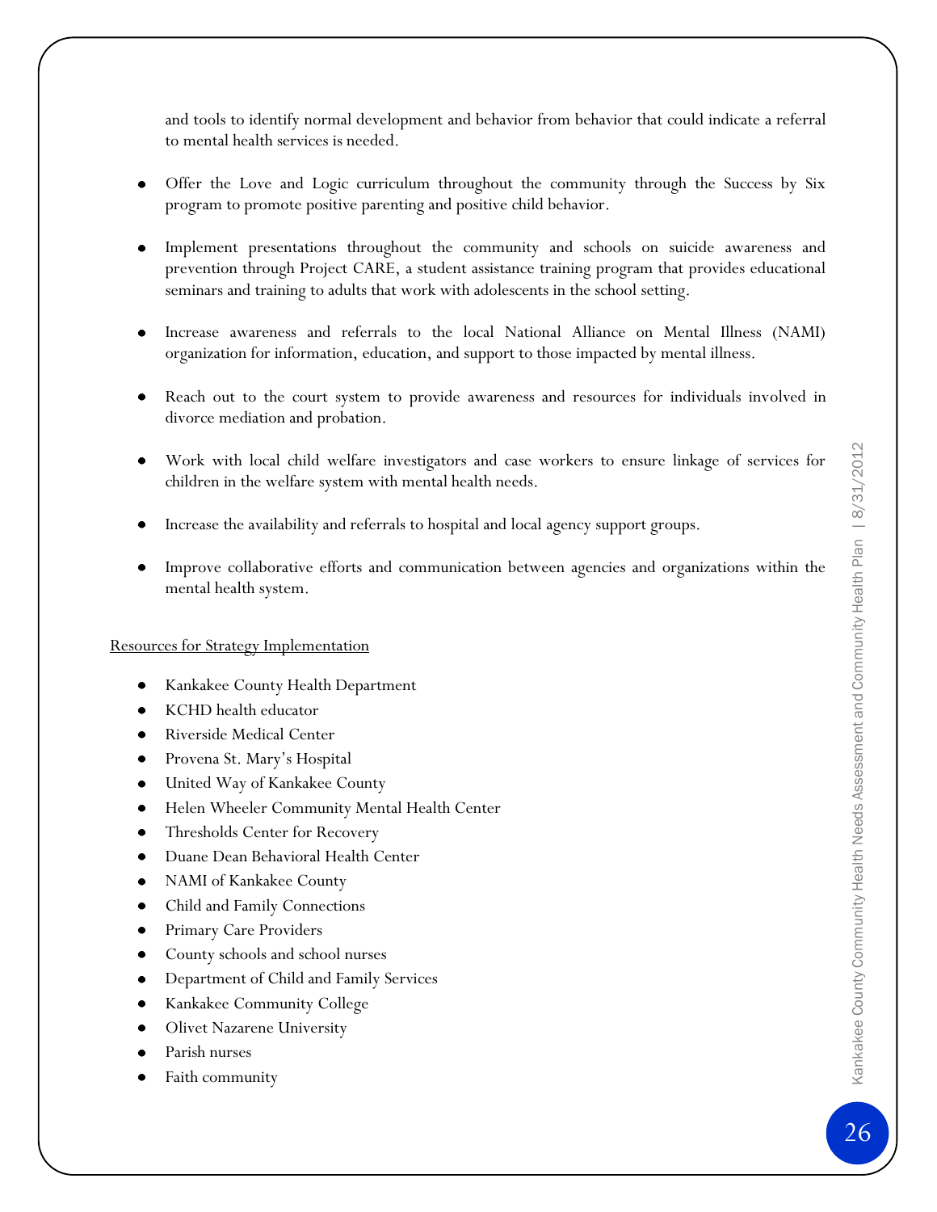and tools to identify normal development and behavior from behavior that could indicate a referral to mental health services is needed.

- Offer the Love and Logic curriculum throughout the community through the Success by Six program to promote positive parenting and positive child behavior.

- Implement presentations throughout the community and schools on suicide awareness and prevention through Project CARE, a student assistance training program that provides educational seminars and training to adults that work with adolescents in the school setting.

- Increase awareness and referrals to the local National Alliance on Mental Illness (NAMI) organization for information, education, and support to those impacted by mental illness.

- Reach out to the court system to provide awareness and resources for individuals involved in divorce mediation and probation.

- Work with local child welfare investigators and case workers to ensure linkage of services for children in the welfare system with mental health needs.

- Increase the availability and referrals to hospital and local agency support groups.

- Improve collaborative efforts and communication between agencies and organizations within the mental health system.

<u>Resources for Strategy Implementation</u>

- Kankakee County Health Department
- KCHD health educator
- Riverside Medical Center
- Provena St. Mary's Hospital
- United Way of Kankakee County
- Helen Wheeler Community Mental Health Center
- Thresholds Center for Recovery
- Duane Dean Behavioral Health Center
- NAMI of Kankakee County
- Child and Family Connections
- Primary Care Providers
- County schools and school nurses
- Department of Child and Family Services
- Kankakee Community College
- Olivet Nazarene University
- Parish nurses
- Faith community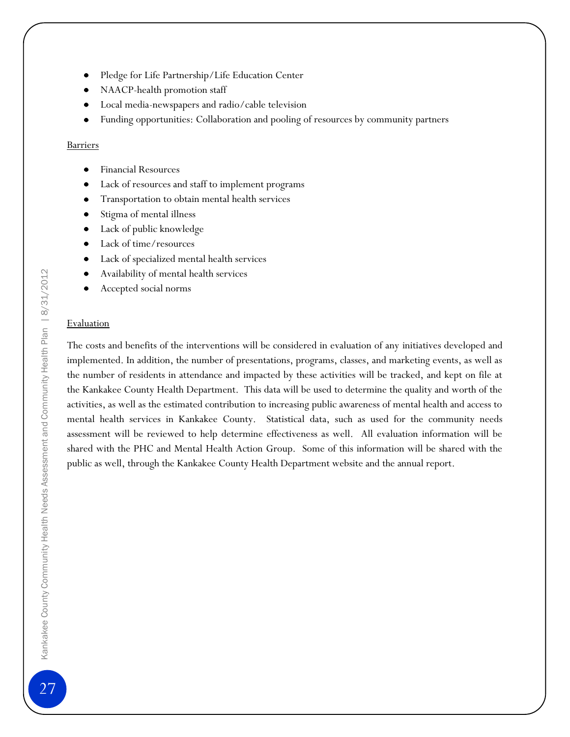- Pledge for Life Partnership/Life Education Center
- NAACP-health promotion staff
- Local media-newspapers and radio/cable television
- Funding opportunities: Collaboration and pooling of resources by community partners

Barriers

- Financial Resources
- Lack of resources and staff to implement programs
- Transportation to obtain mental health services
- Stigma of mental illness
- Lack of public knowledge
- Lack of time/resources
- Lack of specialized mental health services
- Availability of mental health services
- Accepted social norms

Evaluation

The costs and benefits of the interventions will be considered in evaluation of any initiatives developed and implemented. In addition, the number of presentations, programs, classes, and marketing events, as well as the number of residents in attendance and impacted by these activities will be tracked, and kept on file at the Kankakee County Health Department. This data will be used to determine the quality and worth of the activities, as well as the estimated contribution to increasing public awareness of mental health and access to mental health services in Kankakee County. Statistical data, such as used for the community needs assessment will be reviewed to help determine effectiveness as well. All evaluation information will be shared with the PHC and Mental Health Action Group. Some of this information will be shared with the public as well, through the Kankakee County Health Department website and the annual report.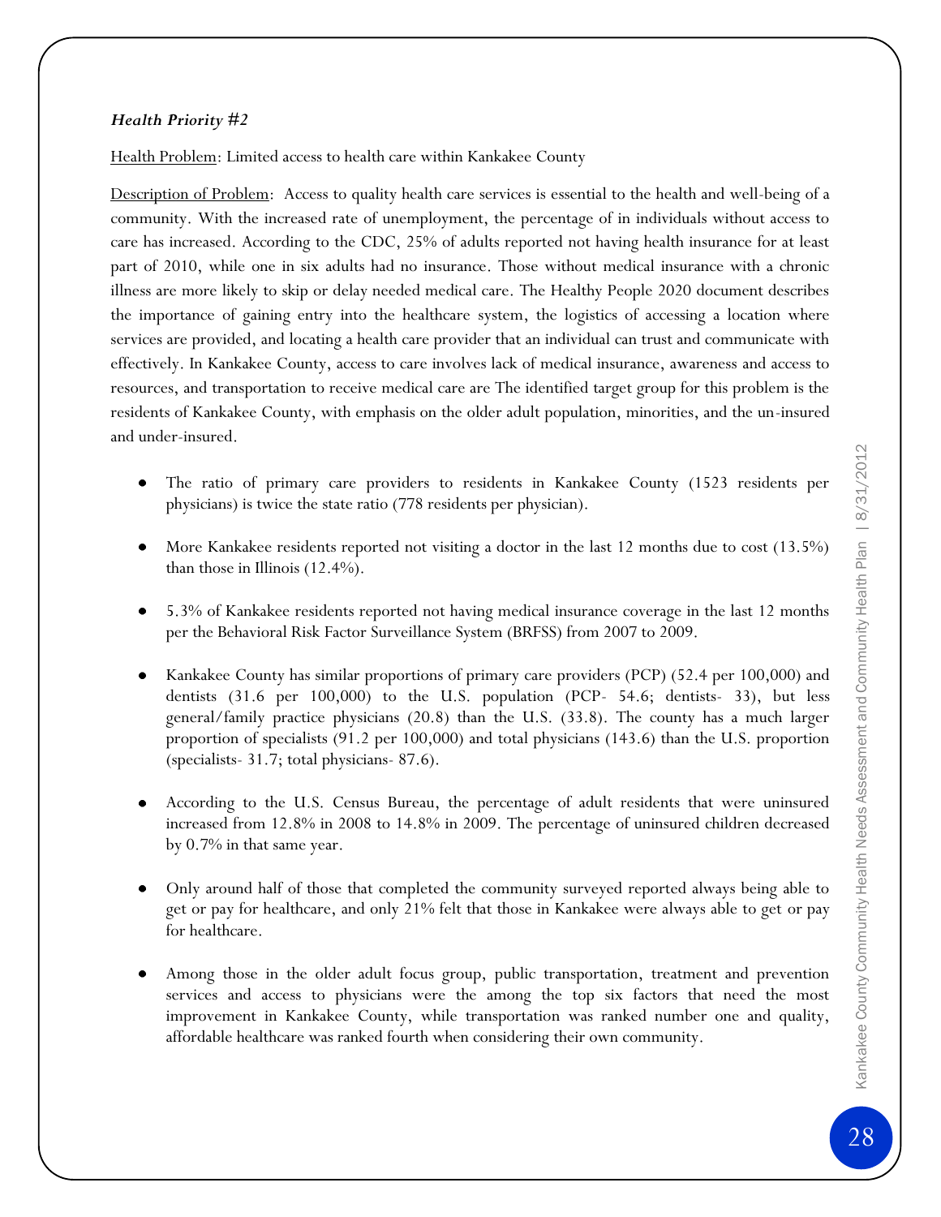***Health Priority #2***

Health Problem: Limited access to health care within Kankakee County

Description of Problem: Access to quality health care services is essential to the health and well-being of a community. With the increased rate of unemployment, the percentage of in individuals without access to care has increased. According to the CDC, 25% of adults reported not having health insurance for at least part of 2010, while one in six adults had no insurance. Those without medical insurance with a chronic illness are more likely to skip or delay needed medical care. The Healthy People 2020 document describes the importance of gaining entry into the healthcare system, the logistics of accessing a location where services are provided, and locating a health care provider that an individual can trust and communicate with effectively. In Kankakee County, access to care involves lack of medical insurance, awareness and access to resources, and transportation to receive medical care are The identified target group for this problem is the residents of Kankakee County, with emphasis on the older adult population, minorities, and the un-insured and under-insured.

- The ratio of primary care providers to residents in Kankakee County (1523 residents per physicians) is twice the state ratio (778 residents per physician).
- More Kankakee residents reported not visiting a doctor in the last 12 months due to cost (13.5%) than those in Illinois (12.4%).
- 5.3% of Kankakee residents reported not having medical insurance coverage in the last 12 months per the Behavioral Risk Factor Surveillance System (BRFSS) from 2007 to 2009.
- Kankakee County has similar proportions of primary care providers (PCP) (52.4 per 100,000) and dentists (31.6 per 100,000) to the U.S. population (PCP- 54.6; dentists- 33), but less general/family practice physicians (20.8) than the U.S. (33.8). The county has a much larger proportion of specialists (91.2 per 100,000) and total physicians (143.6) than the U.S. proportion (specialists- 31.7; total physicians- 87.6).
- According to the U.S. Census Bureau, the percentage of adult residents that were uninsured increased from 12.8% in 2008 to 14.8% in 2009. The percentage of uninsured children decreased by 0.7% in that same year.
- Only around half of those that completed the community surveyed reported always being able to get or pay for healthcare, and only 21% felt that those in Kankakee were always able to get or pay for healthcare.
- Among those in the older adult focus group, public transportation, treatment and prevention services and access to physicians were the among the top six factors that need the most improvement in Kankakee County, while transportation was ranked number one and quality, affordable healthcare was ranked fourth when considering their own community.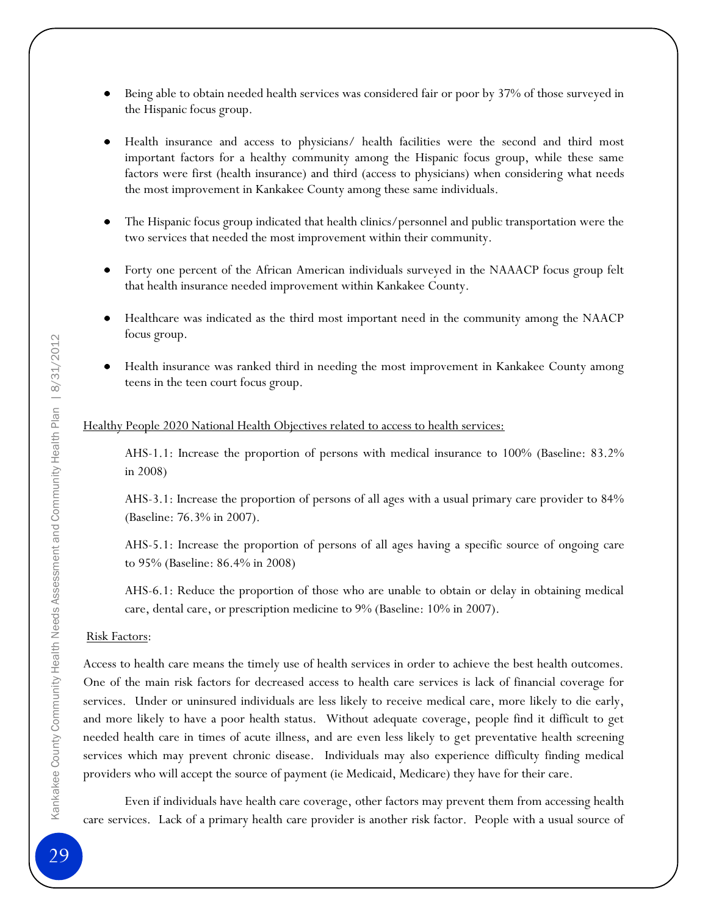- Being able to obtain needed health services was considered fair or poor by 37% of those surveyed in the Hispanic focus group.

- Health insurance and access to physicians/ health facilities were the second and third most important factors for a healthy community among the Hispanic focus group, while these same factors were first (health insurance) and third (access to physicians) when considering what needs the most improvement in Kankakee County among these same individuals.

- The Hispanic focus group indicated that health clinics/personnel and public transportation were the two services that needed the most improvement within their community.

- Forty one percent of the African American individuals surveyed in the NAAACP focus group felt that health insurance needed improvement within Kankakee County.

- Healthcare was indicated as the third most important need in the community among the NAACP focus group.

- Health insurance was ranked third in needing the most improvement in Kankakee County among teens in the teen court focus group.

<u>Healthy People 2020 National Health Objectives related to access to health services:</u>

AHS-1.1: Increase the proportion of persons with medical insurance to 100% (Baseline: 83.2% in 2008)

AHS-3.1: Increase the proportion of persons of all ages with a usual primary care provider to 84% (Baseline: 76.3% in 2007).

AHS-5.1: Increase the proportion of persons of all ages having a specific source of ongoing care to 95% (Baseline: 86.4% in 2008)

AHS-6.1: Reduce the proportion of those who are unable to obtain or delay in obtaining medical care, dental care, or prescription medicine to 9% (Baseline: 10% in 2007).

<u>Risk Factors</u>:

Access to health care means the timely use of health services in order to achieve the best health outcomes. One of the main risk factors for decreased access to health care services is lack of financial coverage for services. Under or uninsured individuals are less likely to receive medical care, more likely to die early, and more likely to have a poor health status. Without adequate coverage, people find it difficult to get needed health care in times of acute illness, and are even less likely to get preventative health screening services which may prevent chronic disease. Individuals may also experience difficulty finding medical providers who will accept the source of payment (ie Medicaid, Medicare) they have for their care.

Even if individuals have health care coverage, other factors may prevent them from accessing health care services. Lack of a primary health care provider is another risk factor. People with a usual source of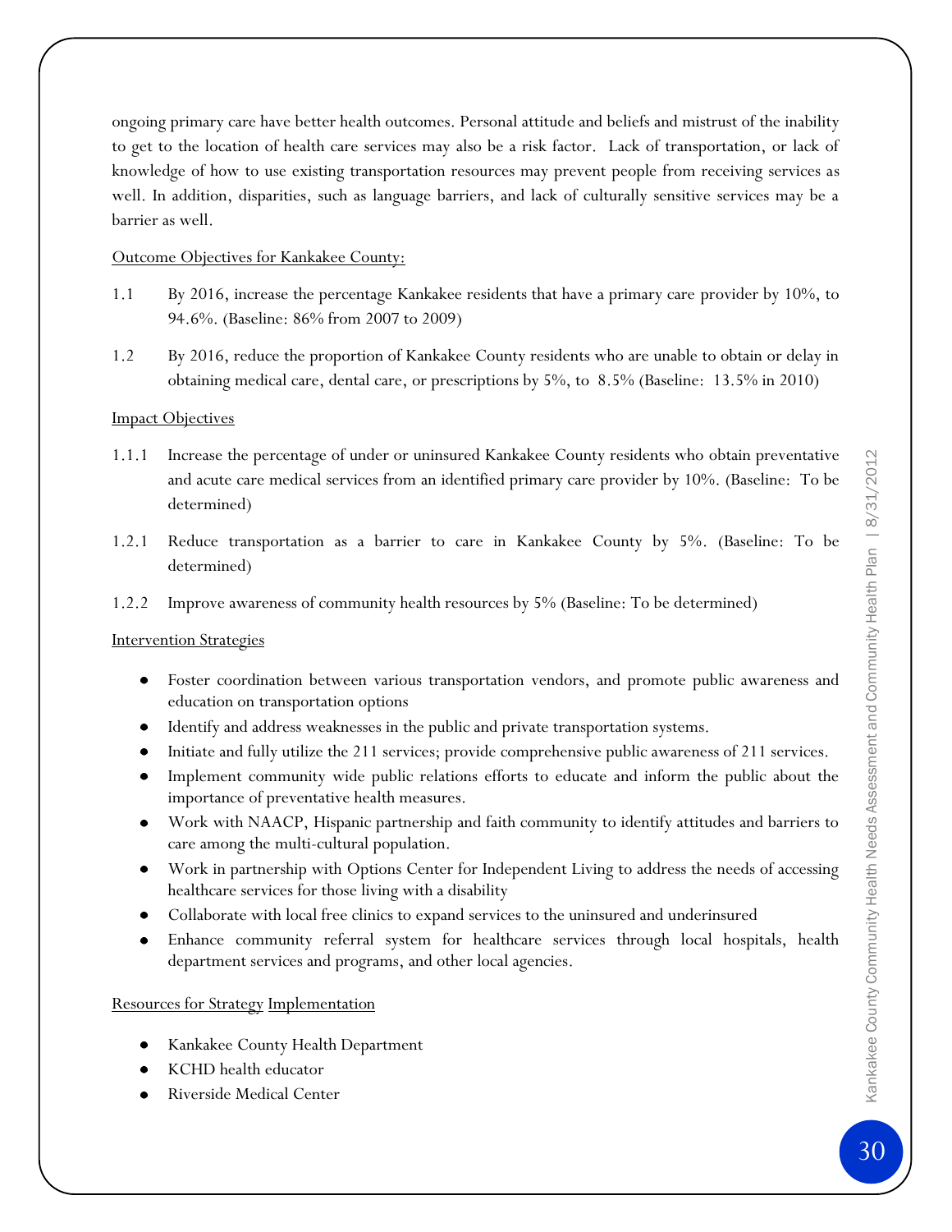ongoing primary care have better health outcomes. Personal attitude and beliefs and mistrust of the inability to get to the location of health care services may also be a risk factor. Lack of transportation, or lack of knowledge of how to use existing transportation resources may prevent people from receiving services as well. In addition, disparities, such as language barriers, and lack of culturally sensitive services may be a barrier as well.

Outcome Objectives for Kankakee County:

1.1 By 2016, increase the percentage Kankakee residents that have a primary care provider by 10%, to 94.6%. (Baseline: 86% from 2007 to 2009)

1.2 By 2016, reduce the proportion of Kankakee County residents who are unable to obtain or delay in obtaining medical care, dental care, or prescriptions by 5%, to 8.5% (Baseline: 13.5% in 2010)

Impact Objectives

1.1.1 Increase the percentage of under or uninsured Kankakee County residents who obtain preventative and acute care medical services from an identified primary care provider by 10%. (Baseline: To be determined)

1.2.1 Reduce transportation as a barrier to care in Kankakee County by 5%. (Baseline: To be determined)

1.2.2 Improve awareness of community health resources by 5% (Baseline: To be determined)

Intervention Strategies

- Foster coordination between various transportation vendors, and promote public awareness and education on transportation options
- Identify and address weaknesses in the public and private transportation systems.
- Initiate and fully utilize the 211 services; provide comprehensive public awareness of 211 services.
- Implement community wide public relations efforts to educate and inform the public about the importance of preventative health measures.
- Work with NAACP, Hispanic partnership and faith community to identify attitudes and barriers to care among the multi-cultural population.
- Work in partnership with Options Center for Independent Living to address the needs of accessing healthcare services for those living with a disability
- Collaborate with local free clinics to expand services to the uninsured and underinsured
- Enhance community referral system for healthcare services through local hospitals, health department services and programs, and other local agencies.

Resources for Strategy Implementation

- Kankakee County Health Department
- KCHD health educator
- Riverside Medical Center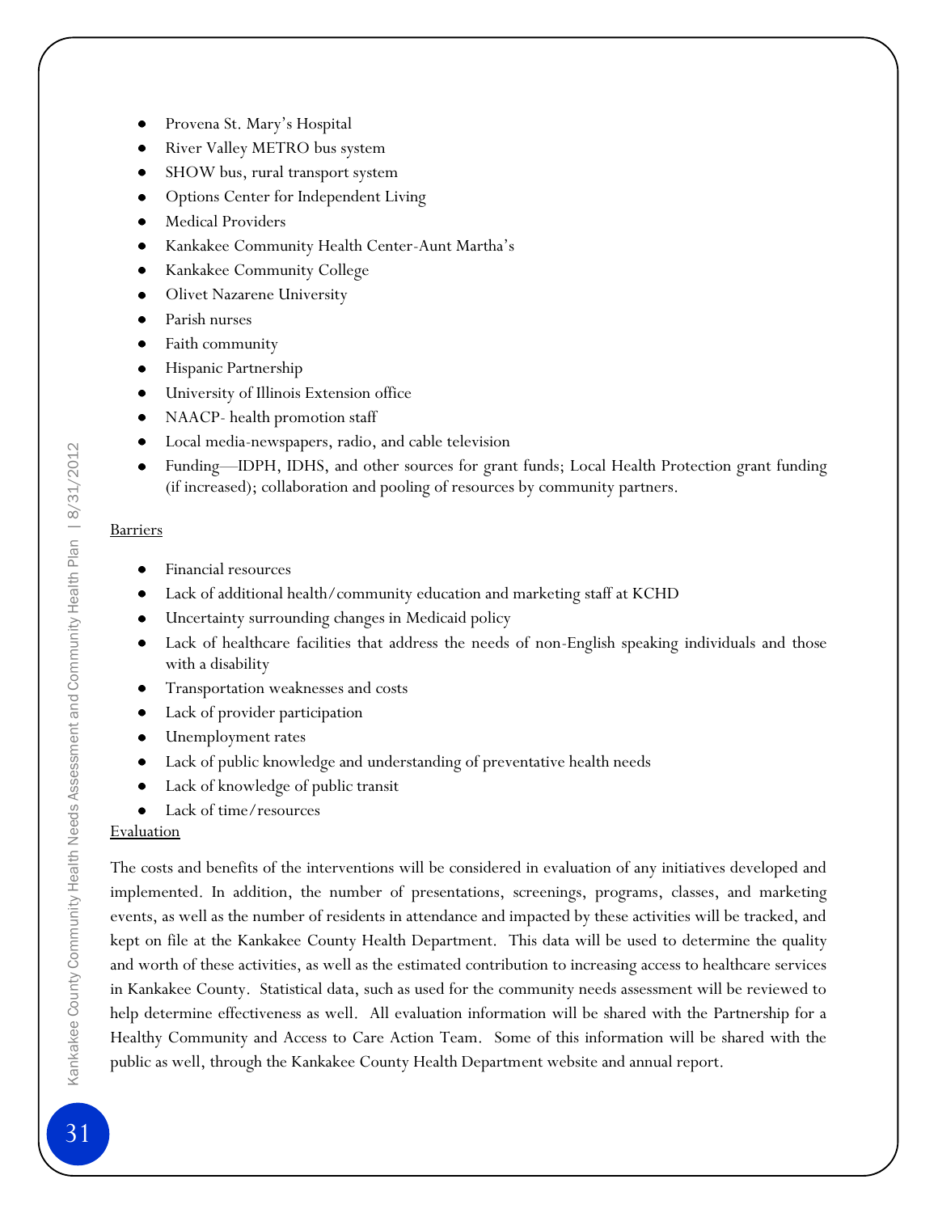- Provena St. Mary's Hospital
- River Valley METRO bus system
- SHOW bus, rural transport system
- Options Center for Independent Living
- Medical Providers
- Kankakee Community Health Center-Aunt Martha's
- Kankakee Community College
- Olivet Nazarene University
- Parish nurses
- Faith community
- Hispanic Partnership
- University of Illinois Extension office
- NAACP- health promotion staff
- Local media-newspapers, radio, and cable television
- Funding—IDPH, IDHS, and other sources for grant funds; Local Health Protection grant funding (if increased); collaboration and pooling of resources by community partners.

<u>Barriers</u>

- Financial resources
- Lack of additional health/community education and marketing staff at KCHD
- Uncertainty surrounding changes in Medicaid policy
- Lack of healthcare facilities that address the needs of non-English speaking individuals and those with a disability
- Transportation weaknesses and costs
- Lack of provider participation
- Unemployment rates
- Lack of public knowledge and understanding of preventative health needs
- Lack of knowledge of public transit
- Lack of time/resources

<u>Evaluation</u>

The costs and benefits of the interventions will be considered in evaluation of any initiatives developed and implemented. In addition, the number of presentations, screenings, programs, classes, and marketing events, as well as the number of residents in attendance and impacted by these activities will be tracked, and kept on file at the Kankakee County Health Department. This data will be used to determine the quality and worth of these activities, as well as the estimated contribution to increasing access to healthcare services in Kankakee County. Statistical data, such as used for the community needs assessment will be reviewed to help determine effectiveness as well. All evaluation information will be shared with the Partnership for a Healthy Community and Access to Care Action Team. Some of this information will be shared with the public as well, through the Kankakee County Health Department website and annual report.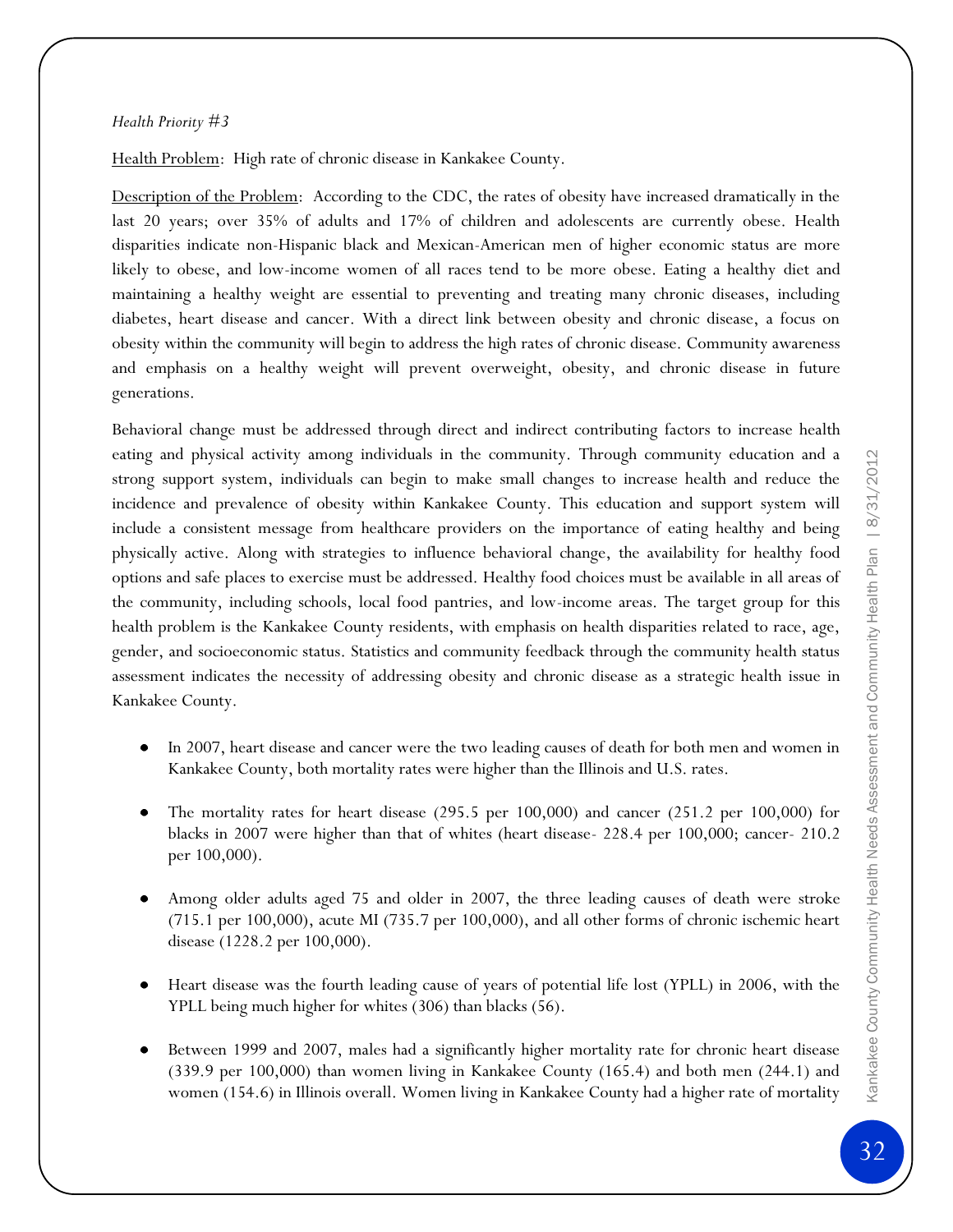*Health Priority #3*

<u>Health Problem</u>: High rate of chronic disease in Kankakee County.

<u>Description of the Problem</u>: According to the CDC, the rates of obesity have increased dramatically in the last 20 years; over 35% of adults and 17% of children and adolescents are currently obese. Health disparities indicate non-Hispanic black and Mexican-American men of higher economic status are more likely to obese, and low-income women of all races tend to be more obese. Eating a healthy diet and maintaining a healthy weight are essential to preventing and treating many chronic diseases, including diabetes, heart disease and cancer. With a direct link between obesity and chronic disease, a focus on obesity within the community will begin to address the high rates of chronic disease. Community awareness and emphasis on a healthy weight will prevent overweight, obesity, and chronic disease in future generations.

Behavioral change must be addressed through direct and indirect contributing factors to increase health eating and physical activity among individuals in the community. Through community education and a strong support system, individuals can begin to make small changes to increase health and reduce the incidence and prevalence of obesity within Kankakee County. This education and support system will include a consistent message from healthcare providers on the importance of eating healthy and being physically active. Along with strategies to influence behavioral change, the availability for healthy food options and safe places to exercise must be addressed. Healthy food choices must be available in all areas of the community, including schools, local food pantries, and low-income areas. The target group for this health problem is the Kankakee County residents, with emphasis on health disparities related to race, age, gender, and socioeconomic status. Statistics and community feedback through the community health status assessment indicates the necessity of addressing obesity and chronic disease as a strategic health issue in Kankakee County.

- In 2007, heart disease and cancer were the two leading causes of death for both men and women in Kankakee County, both mortality rates were higher than the Illinois and U.S. rates.
- The mortality rates for heart disease (295.5 per 100,000) and cancer (251.2 per 100,000) for blacks in 2007 were higher than that of whites (heart disease- 228.4 per 100,000; cancer- 210.2 per 100,000).
- Among older adults aged 75 and older in 2007, the three leading causes of death were stroke (715.1 per 100,000), acute MI (735.7 per 100,000), and all other forms of chronic ischemic heart disease (1228.2 per 100,000).
- Heart disease was the fourth leading cause of years of potential life lost (YPLL) in 2006, with the YPLL being much higher for whites (306) than blacks (56).
- Between 1999 and 2007, males had a significantly higher mortality rate for chronic heart disease (339.9 per 100,000) than women living in Kankakee County (165.4) and both men (244.1) and women (154.6) in Illinois overall. Women living in Kankakee County had a higher rate of mortality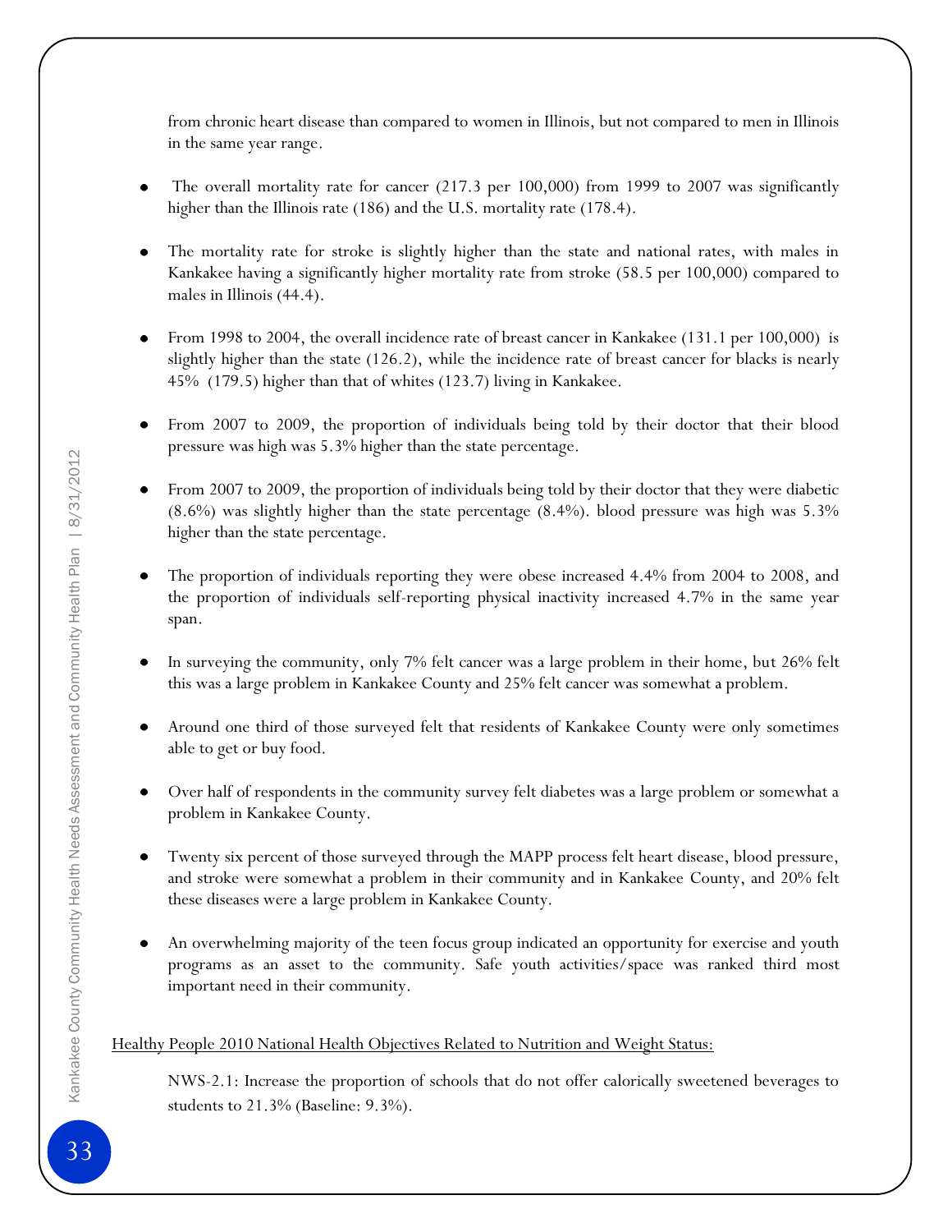from chronic heart disease than compared to women in Illinois, but not compared to men in Illinois in the same year range.

- The overall mortality rate for cancer (217.3 per 100,000) from 1999 to 2007 was significantly higher than the Illinois rate (186) and the U.S. mortality rate (178.4).
- The mortality rate for stroke is slightly higher than the state and national rates, with males in Kankakee having a significantly higher mortality rate from stroke (58.5 per 100,000) compared to males in Illinois (44.4).
- From 1998 to 2004, the overall incidence rate of breast cancer in Kankakee (131.1 per 100,000) is slightly higher than the state (126.2), while the incidence rate of breast cancer for blacks is nearly 45% (179.5) higher than that of whites (123.7) living in Kankakee.
- From 2007 to 2009, the proportion of individuals being told by their doctor that their blood pressure was high was 5.3% higher than the state percentage.
- From 2007 to 2009, the proportion of individuals being told by their doctor that they were diabetic (8.6%) was slightly higher than the state percentage (8.4%). blood pressure was high was 5.3% higher than the state percentage.
- The proportion of individuals reporting they were obese increased 4.4% from 2004 to 2008, and the proportion of individuals self-reporting physical inactivity increased 4.7% in the same year span.
- In surveying the community, only 7% felt cancer was a large problem in their home, but 26% felt this was a large problem in Kankakee County and 25% felt cancer was somewhat a problem.
- Around one third of those surveyed felt that residents of Kankakee County were only sometimes able to get or buy food.
- Over half of respondents in the community survey felt diabetes was a large problem or somewhat a problem in Kankakee County.
- Twenty six percent of those surveyed through the MAPP process felt heart disease, blood pressure, and stroke were somewhat a problem in their community and in Kankakee County, and 20% felt these diseases were a large problem in Kankakee County.
- An overwhelming majority of the teen focus group indicated an opportunity for exercise and youth programs as an asset to the community. Safe youth activities/space was ranked third most important need in their community.

Healthy People 2010 National Health Objectives Related to Nutrition and Weight Status:

NWS-2.1: Increase the proportion of schools that do not offer calorically sweetened beverages to students to 21.3% (Baseline: 9.3%).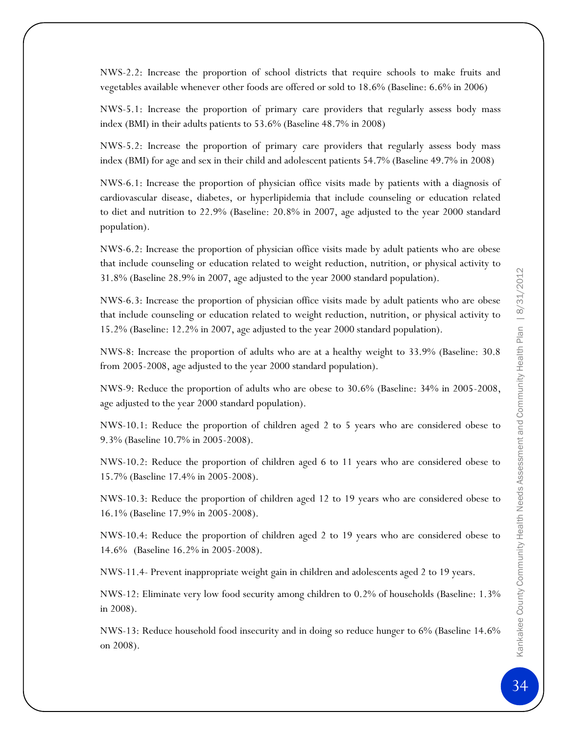NWS-2.2: Increase the proportion of school districts that require schools to make fruits and vegetables available whenever other foods are offered or sold to 18.6% (Baseline: 6.6% in 2006)

NWS-5.1: Increase the proportion of primary care providers that regularly assess body mass index (BMI) in their adults patients to 53.6% (Baseline 48.7% in 2008)

NWS-5.2: Increase the proportion of primary care providers that regularly assess body mass index (BMI) for age and sex in their child and adolescent patients 54.7% (Baseline 49.7% in 2008)

NWS-6.1: Increase the proportion of physician office visits made by patients with a diagnosis of cardiovascular disease, diabetes, or hyperlipidemia that include counseling or education related to diet and nutrition to 22.9% (Baseline: 20.8% in 2007, age adjusted to the year 2000 standard population).

NWS-6.2: Increase the proportion of physician office visits made by adult patients who are obese that include counseling or education related to weight reduction, nutrition, or physical activity to 31.8% (Baseline 28.9% in 2007, age adjusted to the year 2000 standard population).

NWS-6.3: Increase the proportion of physician office visits made by adult patients who are obese that include counseling or education related to weight reduction, nutrition, or physical activity to 15.2% (Baseline: 12.2% in 2007, age adjusted to the year 2000 standard population).

NWS-8: Increase the proportion of adults who are at a healthy weight to 33.9% (Baseline: 30.8 from 2005-2008, age adjusted to the year 2000 standard population).

NWS-9: Reduce the proportion of adults who are obese to 30.6% (Baseline: 34% in 2005-2008, age adjusted to the year 2000 standard population).

NWS-10.1: Reduce the proportion of children aged 2 to 5 years who are considered obese to 9.3% (Baseline 10.7% in 2005-2008).

NWS-10.2: Reduce the proportion of children aged 6 to 11 years who are considered obese to 15.7% (Baseline 17.4% in 2005-2008).

NWS-10.3: Reduce the proportion of children aged 12 to 19 years who are considered obese to 16.1% (Baseline 17.9% in 2005-2008).

NWS-10.4: Reduce the proportion of children aged 2 to 19 years who are considered obese to 14.6% (Baseline 16.2% in 2005-2008).

NWS-11.4- Prevent inappropriate weight gain in children and adolescents aged 2 to 19 years.

NWS-12: Eliminate very low food security among children to 0.2% of households (Baseline: 1.3% in 2008).

NWS-13: Reduce household food insecurity and in doing so reduce hunger to 6% (Baseline 14.6% on 2008).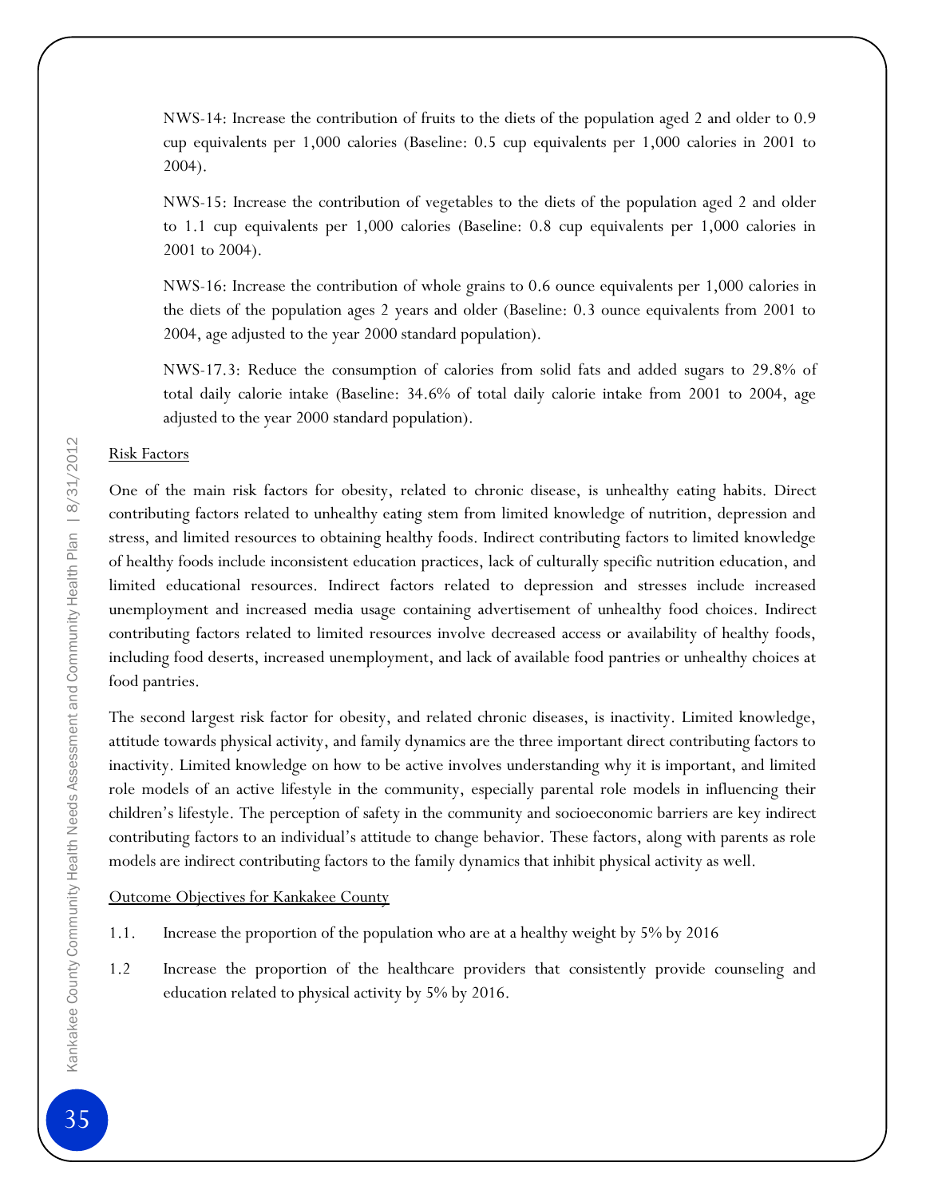NWS-14: Increase the contribution of fruits to the diets of the population aged 2 and older to 0.9 cup equivalents per 1,000 calories (Baseline: 0.5 cup equivalents per 1,000 calories in 2001 to 2004).

NWS-15: Increase the contribution of vegetables to the diets of the population aged 2 and older to 1.1 cup equivalents per 1,000 calories (Baseline: 0.8 cup equivalents per 1,000 calories in 2001 to 2004).

NWS-16: Increase the contribution of whole grains to 0.6 ounce equivalents per 1,000 calories in the diets of the population ages 2 years and older (Baseline: 0.3 ounce equivalents from 2001 to 2004, age adjusted to the year 2000 standard population).

NWS-17.3: Reduce the consumption of calories from solid fats and added sugars to 29.8% of total daily calorie intake (Baseline: 34.6% of total daily calorie intake from 2001 to 2004, age adjusted to the year 2000 standard population).

Risk Factors

One of the main risk factors for obesity, related to chronic disease, is unhealthy eating habits. Direct contributing factors related to unhealthy eating stem from limited knowledge of nutrition, depression and stress, and limited resources to obtaining healthy foods. Indirect contributing factors to limited knowledge of healthy foods include inconsistent education practices, lack of culturally specific nutrition education, and limited educational resources. Indirect factors related to depression and stresses include increased unemployment and increased media usage containing advertisement of unhealthy food choices. Indirect contributing factors related to limited resources involve decreased access or availability of healthy foods, including food deserts, increased unemployment, and lack of available food pantries or unhealthy choices at food pantries.

The second largest risk factor for obesity, and related chronic diseases, is inactivity. Limited knowledge, attitude towards physical activity, and family dynamics are the three important direct contributing factors to inactivity. Limited knowledge on how to be active involves understanding why it is important, and limited role models of an active lifestyle in the community, especially parental role models in influencing their children's lifestyle. The perception of safety in the community and socioeconomic barriers are key indirect contributing factors to an individual's attitude to change behavior. These factors, along with parents as role models are indirect contributing factors to the family dynamics that inhibit physical activity as well.

Outcome Objectives for Kankakee County

1.1. Increase the proportion of the population who are at a healthy weight by 5% by 2016

1.2 Increase the proportion of the healthcare providers that consistently provide counseling and education related to physical activity by 5% by 2016.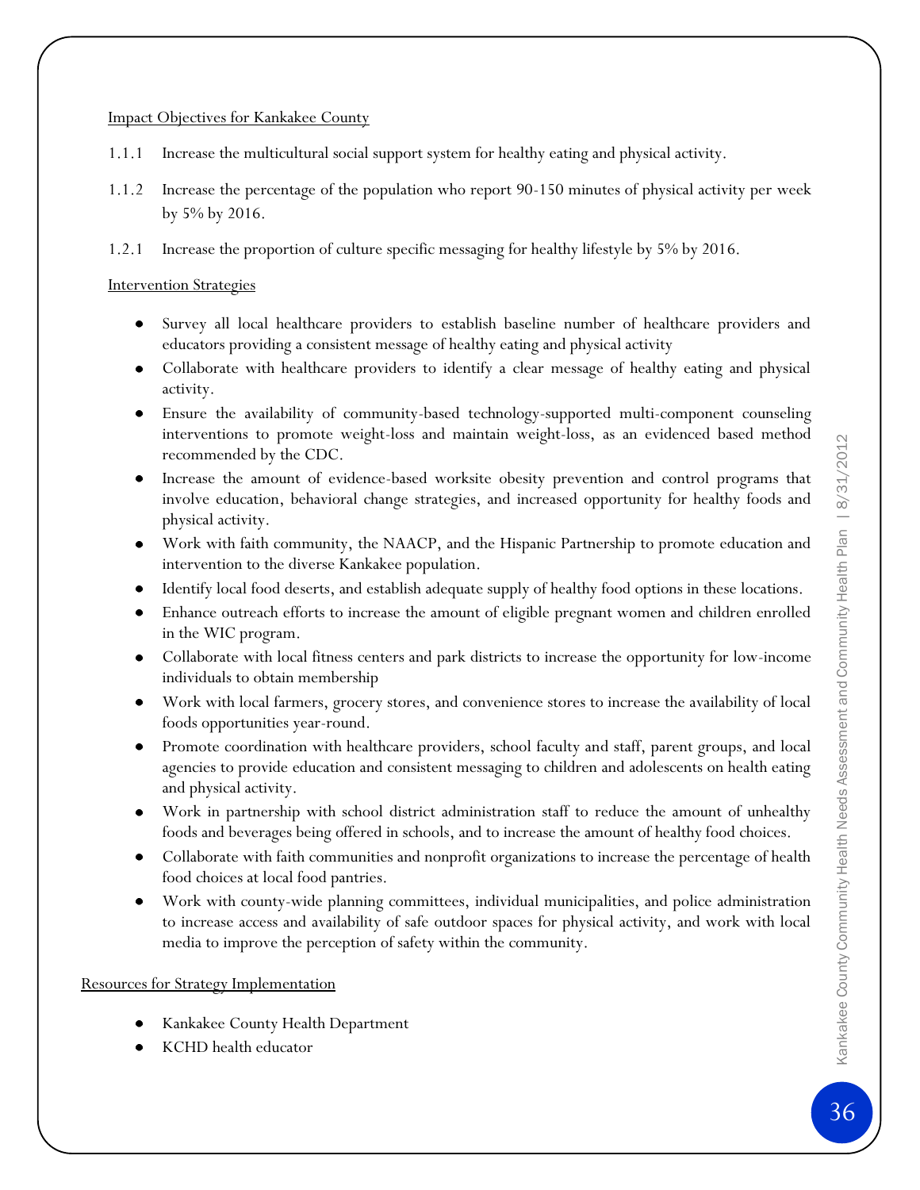Impact Objectives for Kankakee County

1.1.1 Increase the multicultural social support system for healthy eating and physical activity.

1.1.2 Increase the percentage of the population who report 90-150 minutes of physical activity per week by 5% by 2016.

1.2.1 Increase the proportion of culture specific messaging for healthy lifestyle by 5% by 2016.

Intervention Strategies

- Survey all local healthcare providers to establish baseline number of healthcare providers and educators providing a consistent message of healthy eating and physical activity
- Collaborate with healthcare providers to identify a clear message of healthy eating and physical activity.
- Ensure the availability of community-based technology-supported multi-component counseling interventions to promote weight-loss and maintain weight-loss, as an evidenced based method recommended by the CDC.
- Increase the amount of evidence-based worksite obesity prevention and control programs that involve education, behavioral change strategies, and increased opportunity for healthy foods and physical activity.
- Work with faith community, the NAACP, and the Hispanic Partnership to promote education and intervention to the diverse Kankakee population.
- Identify local food deserts, and establish adequate supply of healthy food options in these locations.
- Enhance outreach efforts to increase the amount of eligible pregnant women and children enrolled in the WIC program.
- Collaborate with local fitness centers and park districts to increase the opportunity for low-income individuals to obtain membership
- Work with local farmers, grocery stores, and convenience stores to increase the availability of local foods opportunities year-round.
- Promote coordination with healthcare providers, school faculty and staff, parent groups, and local agencies to provide education and consistent messaging to children and adolescents on health eating and physical activity.
- Work in partnership with school district administration staff to reduce the amount of unhealthy foods and beverages being offered in schools, and to increase the amount of healthy food choices.
- Collaborate with faith communities and nonprofit organizations to increase the percentage of health food choices at local food pantries.
- Work with county-wide planning committees, individual municipalities, and police administration to increase access and availability of safe outdoor spaces for physical activity, and work with local media to improve the perception of safety within the community.

Resources for Strategy Implementation

- Kankakee County Health Department
- KCHD health educator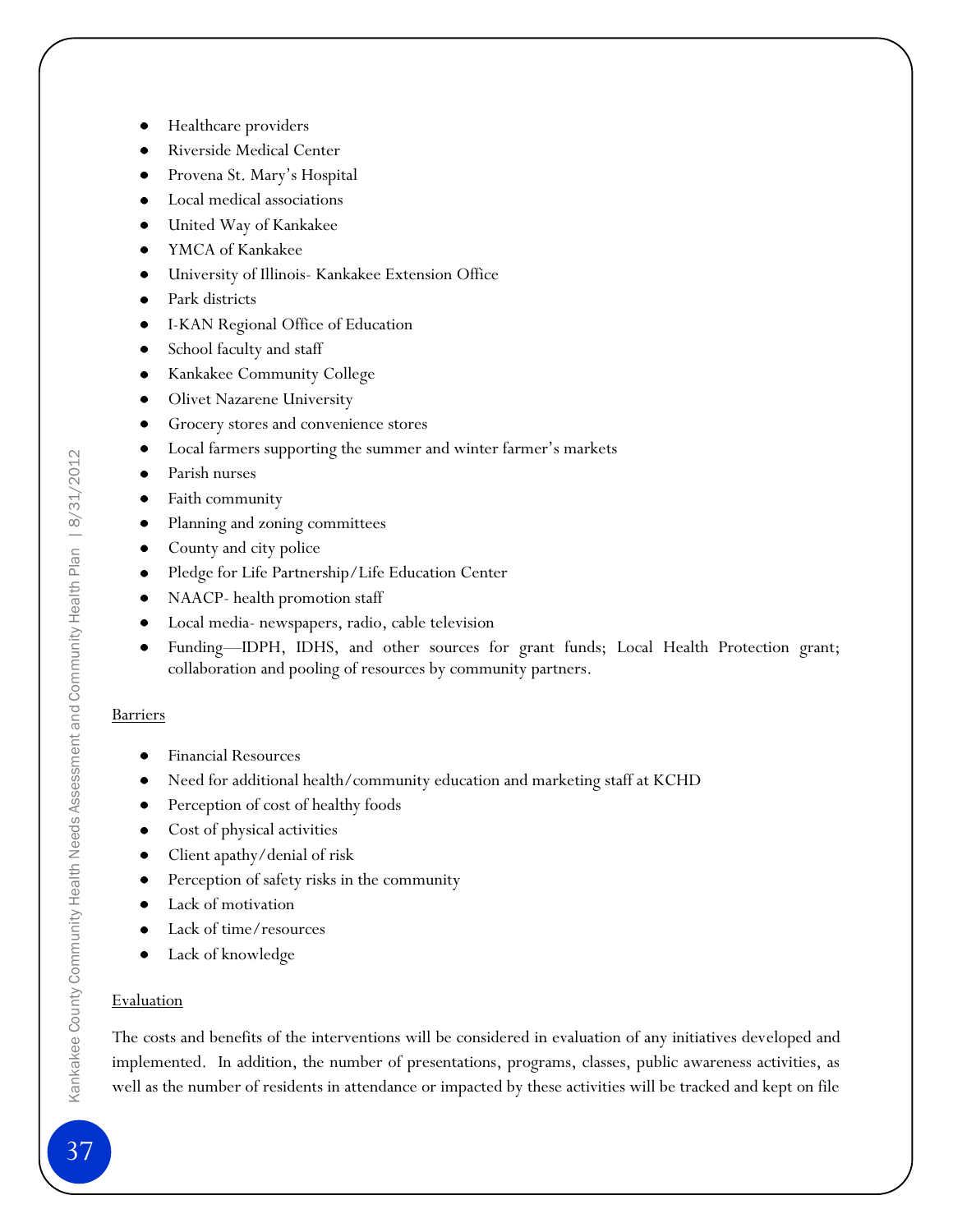- Healthcare providers
- Riverside Medical Center
- Provena St. Mary's Hospital
- Local medical associations
- United Way of Kankakee
- YMCA of Kankakee
- University of Illinois- Kankakee Extension Office
- Park districts
- I-KAN Regional Office of Education
- School faculty and staff
- Kankakee Community College
- Olivet Nazarene University
- Grocery stores and convenience stores
- Local farmers supporting the summer and winter farmer's markets
- Parish nurses
- Faith community
- Planning and zoning committees
- County and city police
- Pledge for Life Partnership/Life Education Center
- NAACP- health promotion staff
- Local media- newspapers, radio, cable television
- Funding—IDPH, IDHS, and other sources for grant funds; Local Health Protection grant; collaboration and pooling of resources by community partners.

Barriers

- Financial Resources
- Need for additional health/community education and marketing staff at KCHD
- Perception of cost of healthy foods
- Cost of physical activities
- Client apathy/denial of risk
- Perception of safety risks in the community
- Lack of motivation
- Lack of time/resources
- Lack of knowledge

Evaluation

The costs and benefits of the interventions will be considered in evaluation of any initiatives developed and implemented. In addition, the number of presentations, programs, classes, public awareness activities, as well as the number of residents in attendance or impacted by these activities will be tracked and kept on file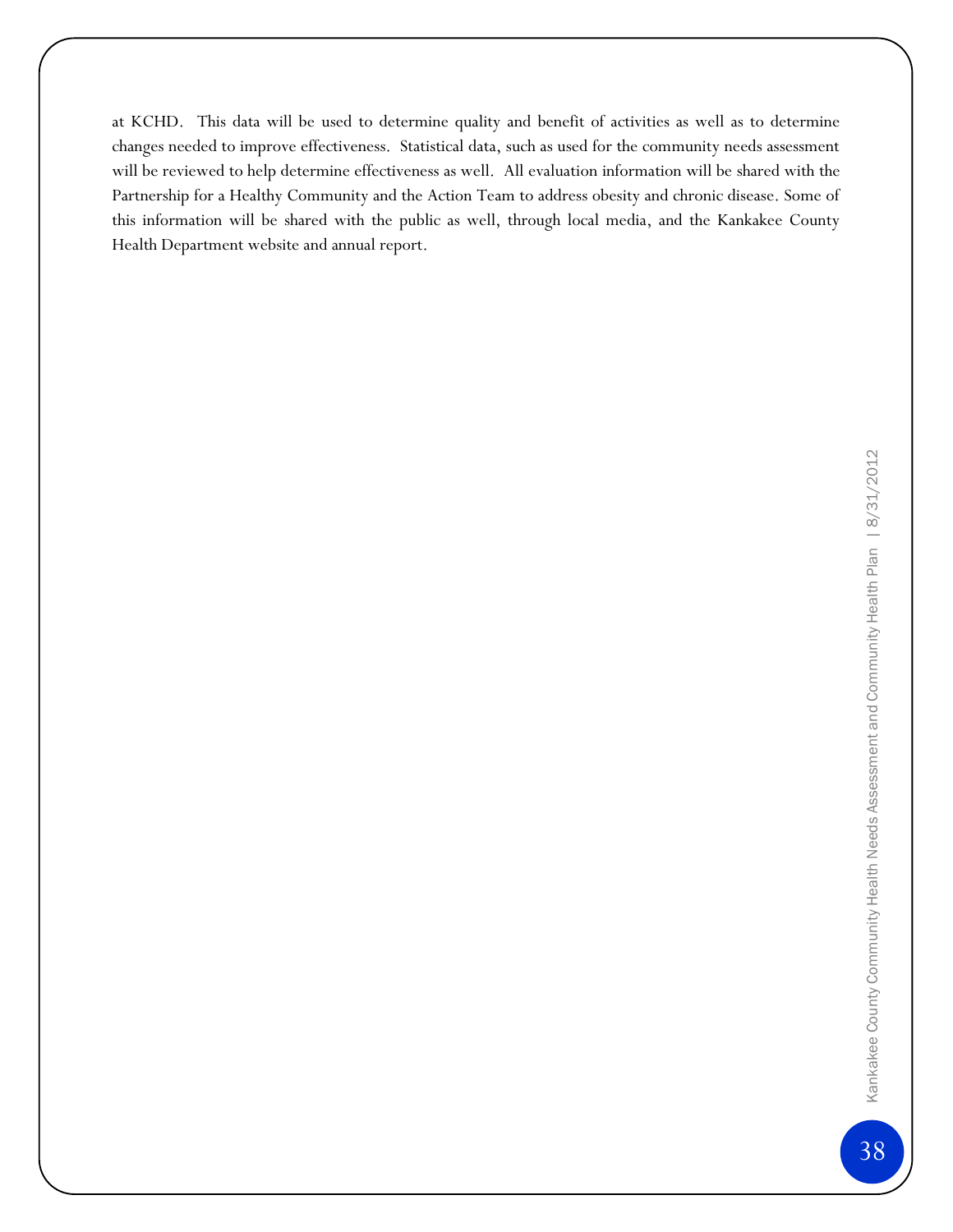at KCHD. This data will be used to determine quality and benefit of activities as well as to determine changes needed to improve effectiveness. Statistical data, such as used for the community needs assessment will be reviewed to help determine effectiveness as well. All evaluation information will be shared with the Partnership for a Healthy Community and the Action Team to address obesity and chronic disease. Some of this information will be shared with the public as well, through local media, and the Kankakee County Health Department website and annual report.